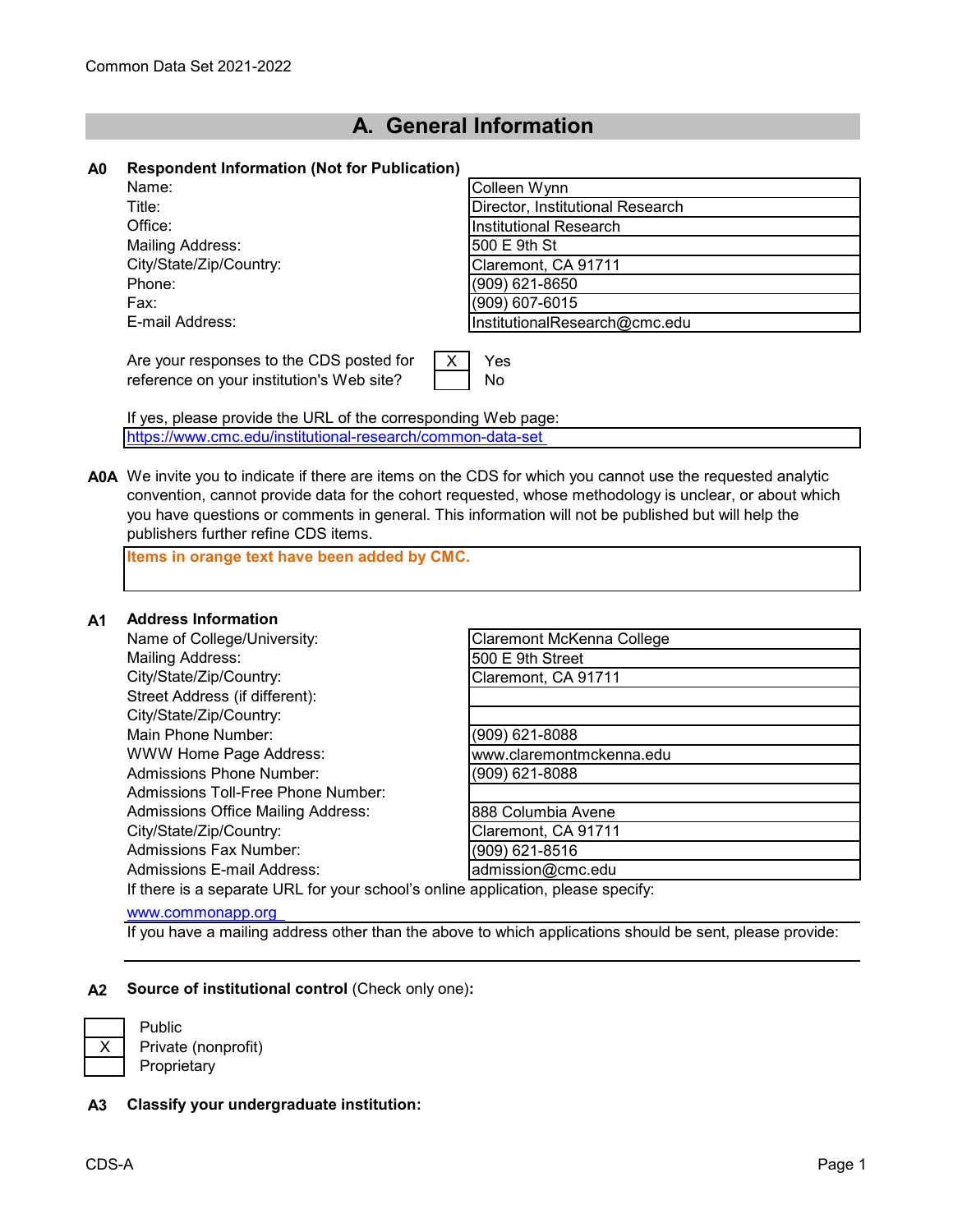Common Data Set 2021-2022

# A. General Information

**A0 Respondent Information (Not for Publication)**

| | |
|---|---|
| Name: | Colleen Wynn |
| Title: | Director, Institutional Research |
| Office: | Institutional Research |
| Mailing Address: | 500 E 9th St |
| City/State/Zip/Country: | Claremont, CA 91711 |
| Phone: | (909) 621-8650 |
| Fax: | (909) 607-6015 |
| E-mail Address: | InstitutionalResearch@cmc.edu |

Are your responses to the CDS posted for reference on your institution's Web site?

| | |
|---|---|
| X | Yes |
| | No |

If yes, please provide the URL of the corresponding Web page:
https://www.cmc.edu/institutional-research/common-data-set

**A0A** We invite you to indicate if there are items on the CDS for which you cannot use the requested analytic convention, cannot provide data for the cohort requested, whose methodology is unclear, or about which you have questions or comments in general. This information will not be published but will help the publishers further refine CDS items.

**Items in orange text have been added by CMC.**

**A1 Address Information**

| | |
|---|---|
| Name of College/University: | Claremont McKenna College |
| Mailing Address: | 500 E 9th Street |
| City/State/Zip/Country: | Claremont, CA 91711 |
| Street Address (if different): | |
| City/State/Zip/Country: | |
| Main Phone Number: | (909) 621-8088 |
| WWW Home Page Address: | www.claremontmckenna.edu |
| Admissions Phone Number: | (909) 621-8088 |
| Admissions Toll-Free Phone Number: | |
| Admissions Office Mailing Address: | 888 Columbia Avene |
| City/State/Zip/Country: | Claremont, CA 91711 |
| Admissions Fax Number: | (909) 621-8516 |
| Admissions E-mail Address: | admission@cmc.edu |

If there is a separate URL for your school's online application, please specify:
www.commonapp.org

If you have a mailing address other than the above to which applications should be sent, please provide:

**A2 Source of institutional control** (Check only one)**:**

| | |
|---|---|
| | Public |
| X | Private (nonprofit) |
| | Proprietary |

**A3 Classify your undergraduate institution:**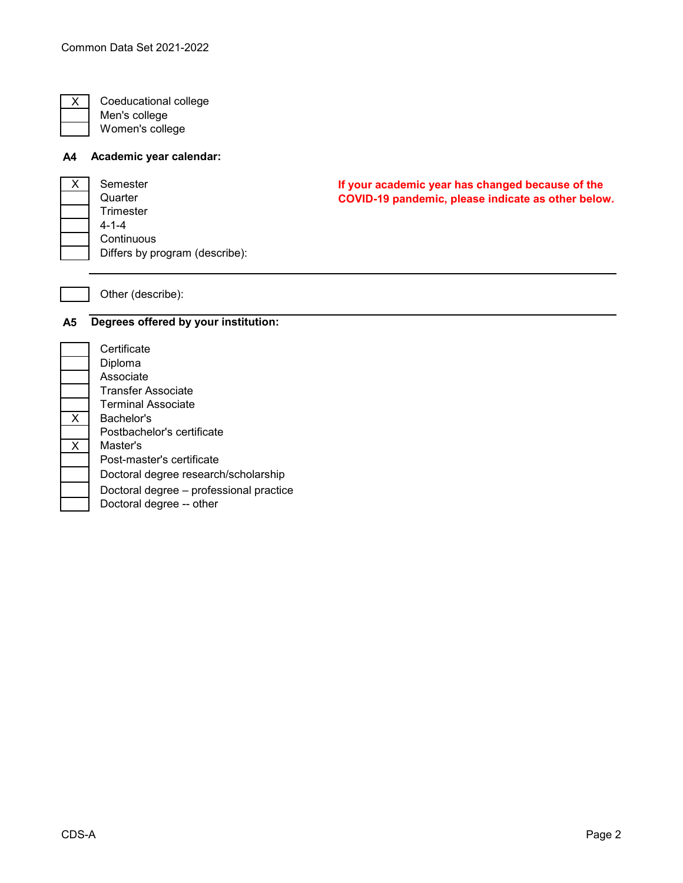| | |
|---|---|
| X | Coeducational college |
| | Men's college |
| | Women's college |

**A4 Academic year calendar:**

| | |
|---|---|
| X | Semester |
| | Quarter |
| | Trimester |
| | 4-1-4 |
| | Continuous |
| | Differs by program (describe): |

**If your academic year has changed because of the COVID-19 pandemic, please indicate as other below.**

| | |
|---|---|
| | Other (describe): |

**A5 Degrees offered by your institution:**

| | |
|---|---|
| | Certificate |
| | Diploma |
| | Associate |
| | Transfer Associate |
| | Terminal Associate |
| X | Bachelor's |
| | Postbachelor's certificate |
| X | Master's |
| | Post-master's certificate |
| | Doctoral degree research/scholarship |
| | Doctoral degree – professional practice |
| | Doctoral degree -- other |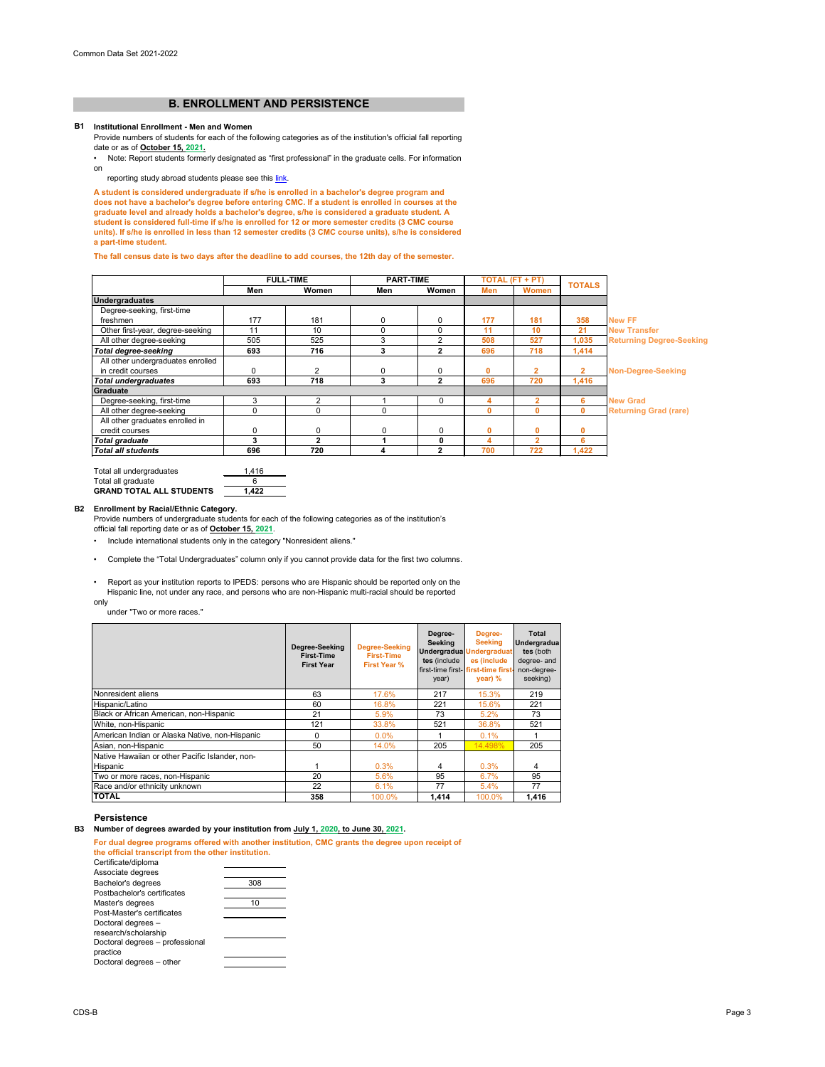## B. ENROLLMENT AND PERSISTENCE

**B1 Institutional Enrollment - Men and Women**

Provide numbers of students for each of the following categories as of the institution's official fall reporting date or as of **October 15, 2021.**

• Note: Report students formerly designated as "first professional" in the graduate cells. For information on reporting study abroad students please see this link.

**A student is considered undergraduate if s/he is enrolled in a bachelor's degree program and does not have a bachelor's degree before entering CMC. If a student is enrolled in courses at the graduate level and already holds a bachelor's degree, s/he is considered a graduate student. A student is considered full-time if s/he is enrolled for 12 or more semester credits (3 CMC course units). If s/he is enrolled in less than 12 semester credits (3 CMC course units), s/he is considered a part-time student.**

**The fall census date is two days after the deadline to add courses, the 12th day of the semester.**

| | FULL-TIME | | PART-TIME | | TOTAL (FT + PT) | | TOTALS | |
|---|---|---|---|---|---|---|---|---|
| | Men | Women | Men | Women | Men | Women | | |
| **Undergraduates** | | | | | | | | |
| Degree-seeking, first-time freshmen | 177 | 181 | 0 | 0 | 177 | 181 | 358 | New FF |
| Other first-year, degree-seeking | 11 | 10 | 0 | 0 | 11 | 10 | 21 | New Transfer |
| All other degree-seeking | 505 | 525 | 3 | 2 | 508 | 527 | 1,035 | Returning Degree-Seeking |
| ***Total degree-seeking*** | **693** | **716** | **3** | **2** | **696** | **718** | **1,414** | |
| All other undergraduates enrolled in credit courses | 0 | 2 | 0 | 0 | 0 | 2 | 2 | Non-Degree-Seeking |
| ***Total undergraduates*** | **693** | **718** | **3** | **2** | **696** | **720** | **1,416** | |
| **Graduate** | | | | | | | | |
| Degree-seeking, first-time | 3 | 2 | 1 | 0 | 4 | 2 | 6 | New Grad |
| All other degree-seeking | 0 | 0 | 0 | | 0 | 0 | 0 | Returning Grad (rare) |
| All other graduates enrolled in credit courses | 0 | 0 | 0 | 0 | 0 | 0 | 0 | |
| ***Total graduate*** | **3** | **2** | **1** | **0** | **4** | **2** | **6** | |
| ***Total all students*** | **696** | **720** | **4** | **2** | **700** | **722** | **1,422** | |

| | |
|---|---|
| Total all undergraduates | 1,416 |
| Total all graduate | 6 |
| **GRAND TOTAL ALL STUDENTS** | **1,422** |

**B2 Enrollment by Racial/Ethnic Category.**

Provide numbers of undergraduate students for each of the following categories as of the institution's official fall reporting date or as of **October 15, 2021**.

• Include international students only in the category "Nonresident aliens."

• Complete the "Total Undergraduates" column only if you cannot provide data for the first two columns.

• Report as your institution reports to IPEDS: persons who are Hispanic should be reported only on the Hispanic line, not under any race, and persons who are non-Hispanic multi-racial should be reported only under "Two or more races."

| | Degree-Seeking First-Time First Year | Degree-Seeking First-Time First Year % | Degree-Seeking Undergraduates (include first-time first-year) | Degree-Seeking Undergraduates (include first-time first-year) % | Total Undergraduates (both degree- and non-degree-seeking) |
|---|---|---|---|---|---|
| Nonresident aliens | 63 | 17.6% | 217 | 15.3% | 219 |
| Hispanic/Latino | 60 | 16.8% | 221 | 15.6% | 221 |
| Black or African American, non-Hispanic | 21 | 5.9% | 73 | 5.2% | 73 |
| White, non-Hispanic | 121 | 33.8% | 521 | 36.8% | 521 |
| American Indian or Alaska Native, non-Hispanic | 0 | 0.0% | 1 | 0.1% | 1 |
| Asian, non-Hispanic | 50 | 14.0% | 205 | 14.498% | 205 |
| Native Hawaiian or other Pacific Islander, non-Hispanic | 1 | 0.3% | 4 | 0.3% | 4 |
| Two or more races, non-Hispanic | 20 | 5.6% | 95 | 6.7% | 95 |
| Race and/or ethnicity unknown | 22 | 6.1% | 77 | 5.4% | 77 |
| **TOTAL** | **358** | 100.0% | **1,414** | 100.0% | **1,416** |

### Persistence

**B3 Number of degrees awarded by your institution from July 1, 2020, to June 30, 2021.**

**For dual degree programs offered with another institution, CMC grants the degree upon receipt of the official transcript from the other institution.**

| | |
|---|---|
| Certificate/diploma | |
| Associate degrees | |
| Bachelor's degrees | 308 |
| Postbachelor's certificates | |
| Master's degrees | 10 |
| Post-Master's certificates | |
| Doctoral degrees – research/scholarship | |
| Doctoral degrees – professional practice | |
| Doctoral degrees – other | |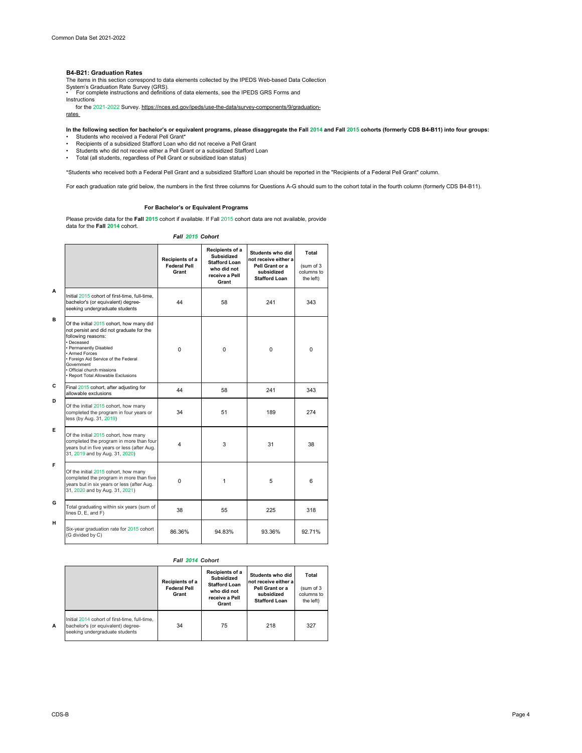### B4-B21: Graduation Rates

The items in this section correspond to data elements collected by the IPEDS Web-based Data Collection System's Graduation Rate Survey (GRS).

- For complete instructions and definitions of data elements, see the IPEDS GRS Forms and Instructions for the 2021-2022 Survey. https://nces.ed.gov/ipeds/use-the-data/survey-components/9/graduation-rates

**In the following section for bachelor's or equivalent programs, please disaggregate the Fall 2014 and Fall 2015 cohorts (formerly CDS B4-B11) into four groups:**

- Students who received a Federal Pell Grant*
- Recipients of a subsidized Stafford Loan who did not receive a Pell Grant
- Students who did not receive either a Pell Grant or a subsidized Stafford Loan
- Total (all students, regardless of Pell Grant or subsidized loan status)

*Students who received both a Federal Pell Grant and a subsidized Stafford Loan should be reported in the "Recipients of a Federal Pell Grant" column.

For each graduation rate grid below, the numbers in the first three columns for Questions A-G should sum to the cohort total in the fourth column (formerly CDS B4-B11).

**For Bachelor's or Equivalent Programs**

Please provide data for the **Fall 2015** cohort if available. If Fall 2015 cohort data are not available, provide data for the **Fall 2014** cohort.

***Fall 2015 Cohort***

| | | Recipients of a Federal Pell Grant | Recipients of a Subsidized Stafford Loan who did not receive a Pell Grant | Students who did not receive either a Pell Grant or a subsidized Stafford Loan | Total (sum of 3 columns to the left) |
|---|---|---|---|---|---|
| A | Initial 2015 cohort of first-time, full-time, bachelor's (or equivalent) degree-seeking undergraduate students | 44 | 58 | 241 | 343 |
| B | Of the initial 2015 cohort, how many did not persist and did not graduate for the following reasons: • Deceased • Permanently Disabled • Armed Forces • Foreign Aid Service of the Federal Government • Official church missions • Report Total Allowable Exclusions | 0 | 0 | 0 | 0 |
| C | Final 2015 cohort, after adjusting for allowable exclusions | 44 | 58 | 241 | 343 |
| D | Of the initial 2015 cohort, how many completed the program in four years or less (by Aug. 31, 2019) | 34 | 51 | 189 | 274 |
| E | Of the initial 2015 cohort, how many completed the program in more than four years but in five years or less (after Aug. 31, 2019 and by Aug. 31, 2020) | 4 | 3 | 31 | 38 |
| F | Of the initial 2015 cohort, how many completed the program in more than five years but in six years or less (after Aug. 31, 2020 and by Aug. 31, 2021) | 0 | 1 | 5 | 6 |
| G | Total graduating within six years (sum of lines D, E, and F) | 38 | 55 | 225 | 318 |
| H | Six-year graduation rate for 2015 cohort (G divided by C) | 86.36% | 94.83% | 93.36% | 92.71% |

***Fall 2014 Cohort***

| | | Recipients of a Federal Pell Grant | Recipients of a Subsidized Stafford Loan who did not receive a Pell Grant | Students who did not receive either a Pell Grant or a subsidized Stafford Loan | Total (sum of 3 columns to the left) |
|---|---|---|---|---|---|
| A | Initial 2014 cohort of first-time, full-time, bachelor's (or equivalent) degree-seeking undergraduate students | 34 | 75 | 218 | 327 |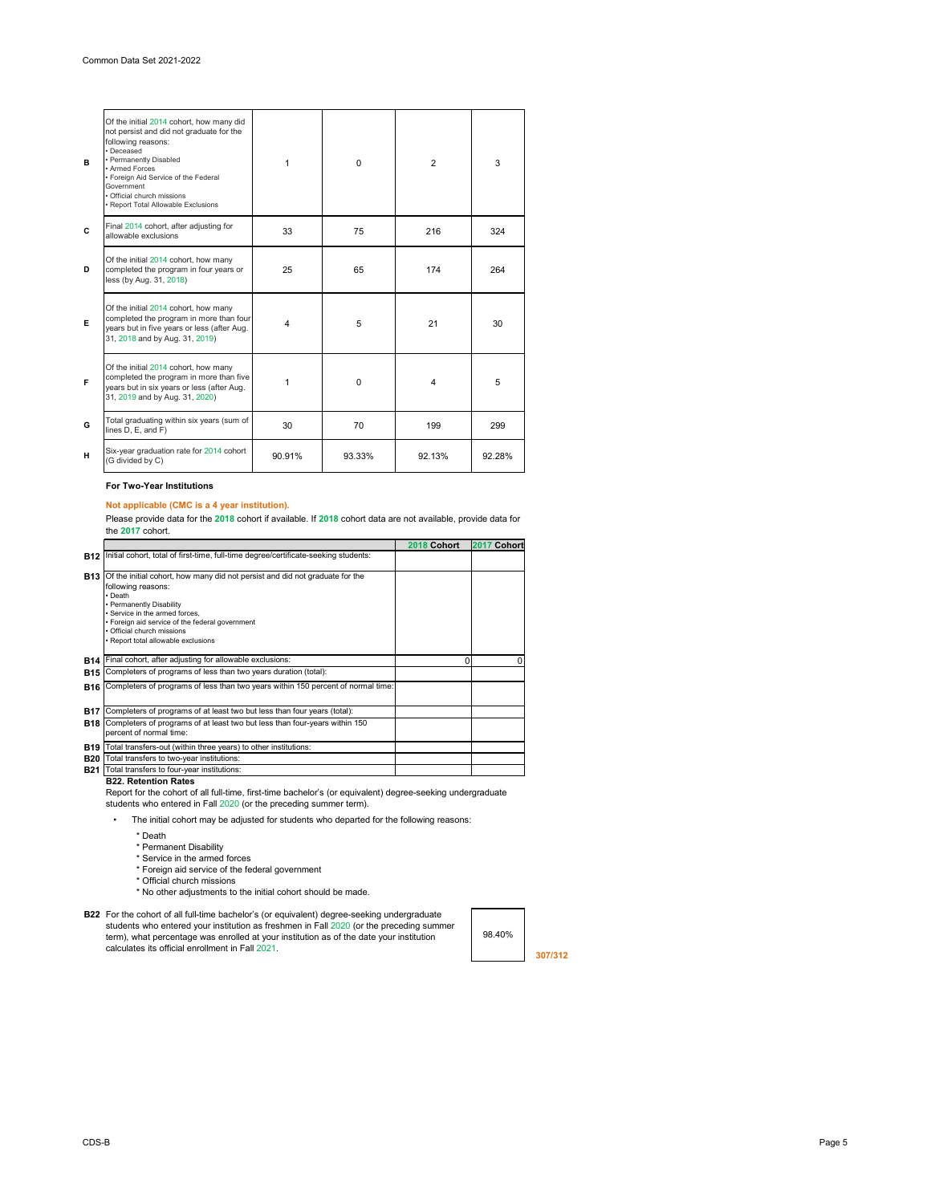| | | | | | |
|---|---|---|---|---|---|
| B | Of the initial 2014 cohort, how many did not persist and did not graduate for the following reasons:<br>• Deceased<br>• Permanently Disabled<br>• Armed Forces<br>• Foreign Aid Service of the Federal Government<br>• Official church missions<br>• Report Total Allowable Exclusions | 1 | 0 | 2 | 3 |
| C | Final 2014 cohort, after adjusting for allowable exclusions | 33 | 75 | 216 | 324 |
| D | Of the initial 2014 cohort, how many completed the program in four years or less (by Aug. 31, 2018) | 25 | 65 | 174 | 264 |
| E | Of the initial 2014 cohort, how many completed the program in more than four years but in five years or less (after Aug. 31, 2018 and by Aug. 31, 2019) | 4 | 5 | 21 | 30 |
| F | Of the initial 2014 cohort, how many completed the program in more than five years but in six years or less (after Aug. 31, 2019 and by Aug. 31, 2020) | 1 | 0 | 4 | 5 |
| G | Total graduating within six years (sum of lines D, E, and F) | 30 | 70 | 199 | 299 |
| H | Six-year graduation rate for 2014 cohort (G divided by C) | 90.91% | 93.33% | 92.13% | 92.28% |

**For Two-Year Institutions**

**Not applicable (CMC is a 4 year institution).**

Please provide data for the **2018** cohort if available. If **2018** cohort data are not available, provide data for the **2017** cohort.

| | | 2018 Cohort | 2017 Cohort |
|---|---|---|---|
| B12 | Initial cohort, total of first-time, full-time degree/certificate-seeking students: | | |
| B13 | Of the initial cohort, how many did not persist and did not graduate for the following reasons:<br>• Death<br>• Permanently Disability<br>• Service in the armed forces,<br>• Foreign aid service of the federal government<br>• Official church missions<br>• Report total allowable exclusions | | |
| B14 | Final cohort, after adjusting for allowable exclusions: | 0 | 0 |
| B15 | Completers of programs of less than two years duration (total): | | |
| B16 | Completers of programs of less than two years within 150 percent of normal time: | | |
| B17 | Completers of programs of at least two but less than four years (total): | | |
| B18 | Completers of programs of at least two but less than four-years within 150 percent of normal time: | | |
| B19 | Total transfers-out (within three years) to other institutions: | | |
| B20 | Total transfers to two-year institutions: | | |
| B21 | Total transfers to four-year institutions: | | |

**B22. Retention Rates**

Report for the cohort of all full-time, first-time bachelor's (or equivalent) degree-seeking undergraduate students who entered in Fall 2020 (or the preceding summer term).

- The initial cohort may be adjusted for students who departed for the following reasons:
  - * Death
  - * Permanent Disability
  - * Service in the armed forces
  - * Foreign aid service of the federal government
  - * Official church missions
  - * No other adjustments to the initial cohort should be made.

| | | |
|---|---|---|
| B22 | For the cohort of all full-time bachelor's (or equivalent) degree-seeking undergraduate students who entered your institution as freshmen in Fall 2020 (or the preceding summer term), what percentage was enrolled at your institution as of the date your institution calculates its official enrollment in Fall 2021. | 98.40% |

**307/312**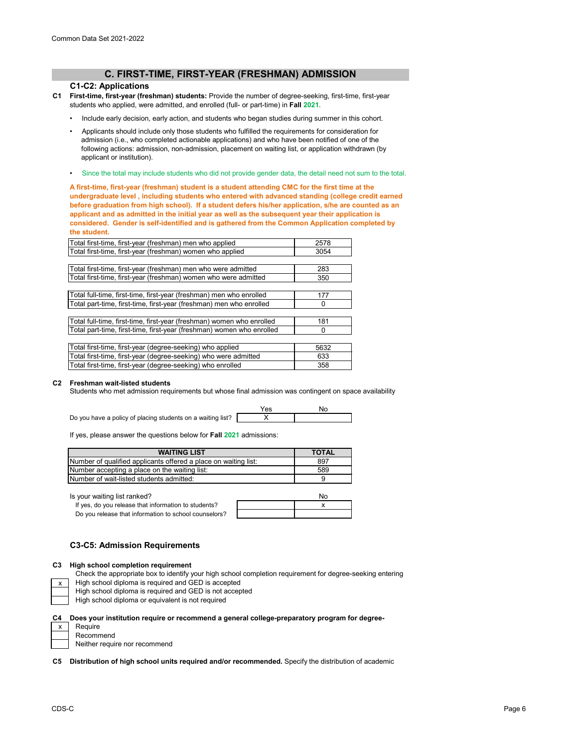## C. FIRST-TIME, FIRST-YEAR (FRESHMAN) ADMISSION

### C1-C2: Applications

**C1** **First-time, first-year (freshman) students:** Provide the number of degree-seeking, first-time, first-year students who applied, were admitted, and enrolled (full- or part-time) in **Fall** 2021.

- Include early decision, early action, and students who began studies during summer in this cohort.
- Applicants should include only those students who fulfilled the requirements for consideration for admission (i.e., who completed actionable applications) and who have been notified of one of the following actions: admission, non-admission, placement on waiting list, or application withdrawn (by applicant or institution).
- Since the total may include students who did not provide gender data, the detail need not sum to the total.

**A first-time, first-year (freshman) student is a student attending CMC for the first time at the undergraduate level , including students who entered with advanced standing (college credit earned before graduation from high school). If a student defers his/her application, s/he are counted as an applicant and as admitted in the initial year as well as the subsequent year their application is considered. Gender is self-identified and is gathered from the Common Application completed by the student.**

| | |
|---|---|
| Total first-time, first-year (freshman) men who applied | 2578 |
| Total first-time, first-year (freshman) women who applied | 3054 |
| Total first-time, first-year (freshman) men who were admitted | 283 |
| Total first-time, first-year (freshman) women who were admitted | 350 |
| Total full-time, first-time, first-year (freshman) men who enrolled | 177 |
| Total part-time, first-time, first-year (freshman) men who enrolled | 0 |
| Total full-time, first-time, first-year (freshman) women who enrolled | 181 |
| Total part-time, first-time, first-year (freshman) women who enrolled | 0 |
| Total first-time, first-year (degree-seeking) who applied | 5632 |
| Total first-time, first-year (degree-seeking) who were admitted | 633 |
| Total first-time, first-year (degree-seeking) who enrolled | 358 |

**C2** **Freshman wait-listed students**
Students who met admission requirements but whose final admission was contingent on space availability

| | Yes | No |
|---|---|---|
| Do you have a policy of placing students on a waiting list? | X | |

If yes, please answer the questions below for **Fall** 2021 admissions:

| WAITING LIST | TOTAL |
|---|---|
| Number of qualified applicants offered a place on waiting list: | 897 |
| Number accepting a place on the waiting list: | 589 |
| Number of wait-listed students admitted: | 9 |

| | | No |
|---|---|---|
| Is your waiting list ranked? | | x |
| If yes, do you release that information to students? | | |
| Do you release that information to school counselors? | | |

### C3-C5: Admission Requirements

**C3** **High school completion requirement**
Check the appropriate box to identify your high school completion requirement for degree-seeking entering

| | |
|---|---|
| x | High school diploma is required and GED is accepted |
| | High school diploma is required and GED is not accepted |
| | High school diploma or equivalent is not required |

**C4** **Does your institution require or recommend a general college-preparatory program for degree-**

| | |
|---|---|
| x | Require |
| | Recommend |
| | Neither require nor recommend |

**C5** **Distribution of high school units required and/or recommended.** Specify the distribution of academic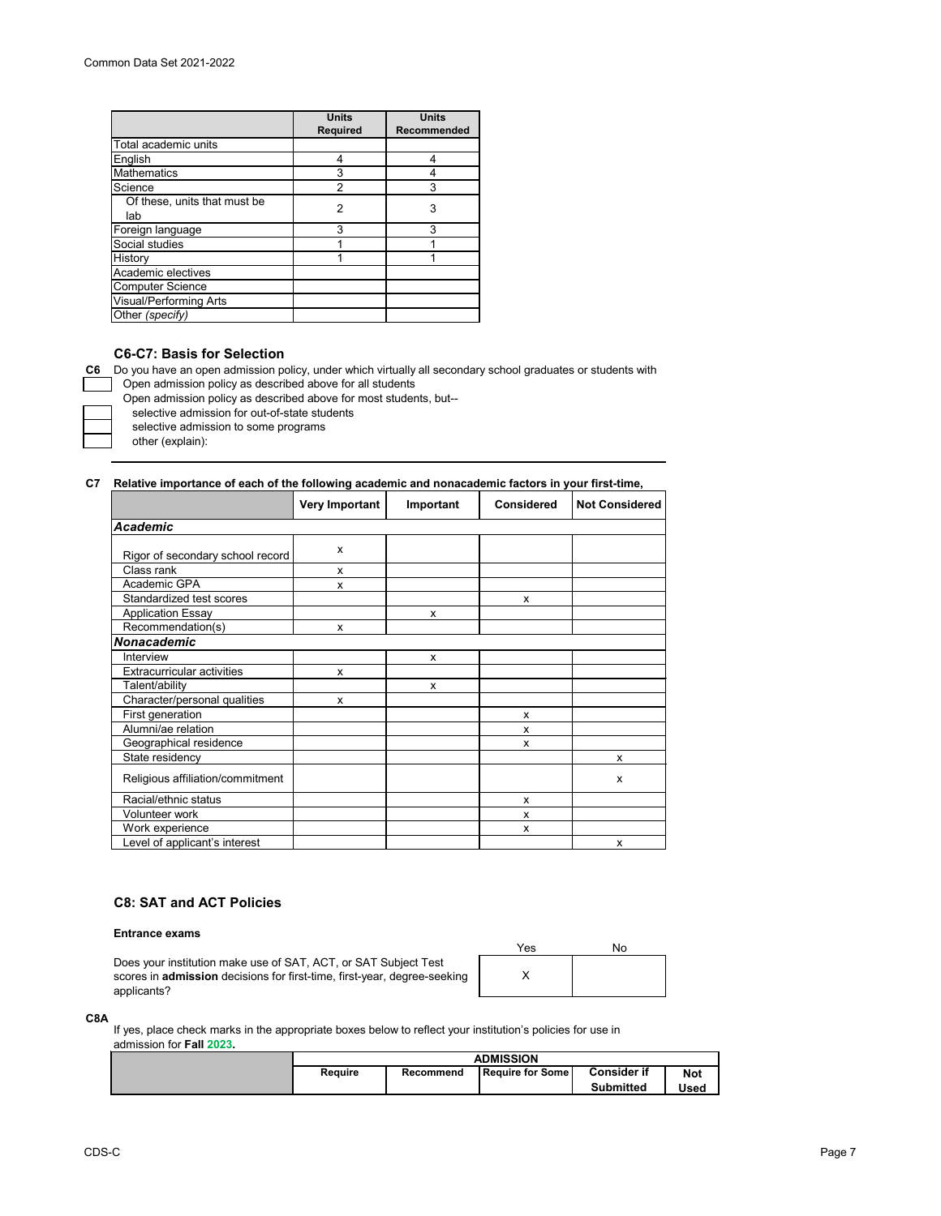| | Units Required | Units Recommended |
|---|---|---|
| Total academic units | | |
| English | 4 | 4 |
| Mathematics | 3 | 4 |
| Science | 2 | 3 |
| Of these, units that must be lab | 2 | 3 |
| Foreign language | 3 | 3 |
| Social studies | 1 | 1 |
| History | 1 | 1 |
| Academic electives | | |
| Computer Science | | |
| Visual/Performing Arts | | |
| Other *(specify)* | | |

### C6-C7: Basis for Selection

**C6** Do you have an open admission policy, under which virtually all secondary school graduates or students with

- [ ] Open admission policy as described above for all students
- Open admission policy as described above for most students, but--
  - [ ] selective admission for out-of-state students
  - [ ] selective admission to some programs
  - [ ] other (explain):

**C7 Relative importance of each of the following academic and nonacademic factors in your first-time,**

| | Very Important | Important | Considered | Not Considered |
|---|---|---|---|---|
| ***Academic*** | | | | |
| Rigor of secondary school record | x | | | |
| Class rank | x | | | |
| Academic GPA | x | | | |
| Standardized test scores | | | x | |
| Application Essay | | x | | |
| Recommendation(s) | x | | | |
| ***Nonacademic*** | | | | |
| Interview | | x | | |
| Extracurricular activities | x | | | |
| Talent/ability | | x | | |
| Character/personal qualities | x | | | |
| First generation | | | x | |
| Alumni/ae relation | | | x | |
| Geographical residence | | | x | |
| State residency | | | | x |
| Religious affiliation/commitment | | | | x |
| Racial/ethnic status | | | x | |
| Volunteer work | | | x | |
| Work experience | | | x | |
| Level of applicant's interest | | | | x |

### C8: SAT and ACT Policies

**Entrance exams**

| | Yes | No |
|---|---|---|
| Does your institution make use of SAT, ACT, or SAT Subject Test scores in **admission** decisions for first-time, first-year, degree-seeking applicants? | X | |

**C8A**

If yes, place check marks in the appropriate boxes below to reflect your institution's policies for use in admission for **Fall 2023**.

| | ADMISSION | | | | |
|---|---|---|---|---|---|
| | Require | Recommend | Require for Some | Consider if Submitted | Not Used |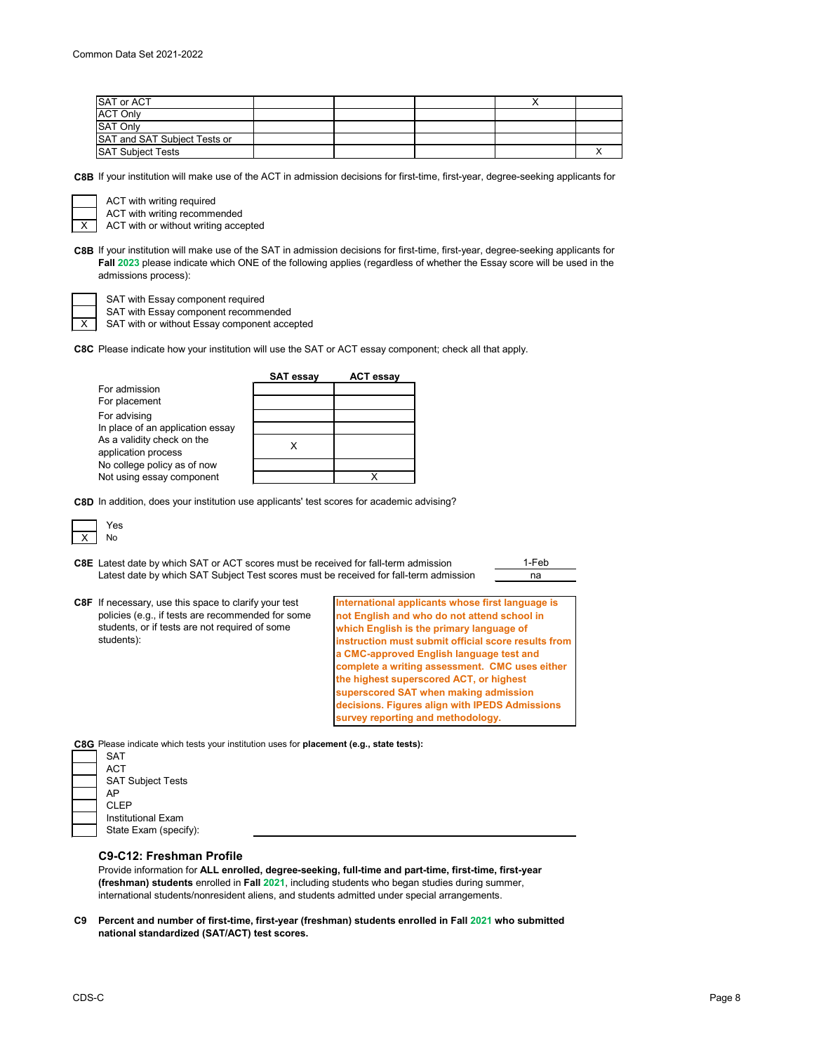| | | | | | |
|---|---|---|---|---|---|
| SAT or ACT | | | | X | |
| ACT Only | | | | | |
| SAT Only | | | | | |
| SAT and SAT Subject Tests or SAT Subject Tests | | | | | X |

**C8B** If your institution will make use of the ACT in admission decisions for first-time, first-year, degree-seeking applicants for

| | |
|---|---|
| | ACT with writing required |
| | ACT with writing recommended |
| X | ACT with or without writing accepted |

**C8B** If your institution will make use of the SAT in admission decisions for first-time, first-year, degree-seeking applicants for **Fall 2023** please indicate which ONE of the following applies (regardless of whether the Essay score will be used in the admissions process):

| | |
|---|---|
| | SAT with Essay component required |
| | SAT with Essay component recommended |
| X | SAT with or without Essay component accepted |

**C8C** Please indicate how your institution will use the SAT or ACT essay component; check all that apply.

| | SAT essay | ACT essay |
|---|---|---|
| For admission | | |
| For placement | | |
| For advising | | |
| In place of an application essay | | |
| As a validity check on the application process | X | |
| No college policy as of now | | |
| Not using essay component | | X |

**C8D** In addition, does your institution use applicants' test scores for academic advising?

| | |
|---|---|
| | Yes |
| X | No |

**C8E** Latest date by which SAT or ACT scores must be received for fall-term admission: 1-Feb
Latest date by which SAT Subject Test scores must be received for fall-term admission: na

**C8F** If necessary, use this space to clarify your test policies (e.g., if tests are recommended for some students, or if tests are not required of some students):

**International applicants whose first language is not English and who do not attend school in which English is the primary language of instruction must submit official score results from a CMC-approved English language test and complete a writing assessment. CMC uses either the highest superscored ACT, or highest superscored SAT when making admission decisions. Figures align with IPEDS Admissions survey reporting and methodology.**

**C8G** Please indicate which tests your institution uses for **placement (e.g., state tests):**

| | |
|---|---|
| | SAT |
| | ACT |
| | SAT Subject Tests |
| | AP |
| | CLEP |
| | Institutional Exam |
| | State Exam (specify): |

### C9-C12: Freshman Profile

Provide information for **ALL enrolled, degree-seeking, full-time and part-time, first-time, first-year (freshman) students** enrolled in **Fall 2021**, including students who began studies during summer, international students/nonresident aliens, and students admitted under special arrangements.

**C9 Percent and number of first-time, first-year (freshman) students enrolled in Fall 2021 who submitted national standardized (SAT/ACT) test scores.**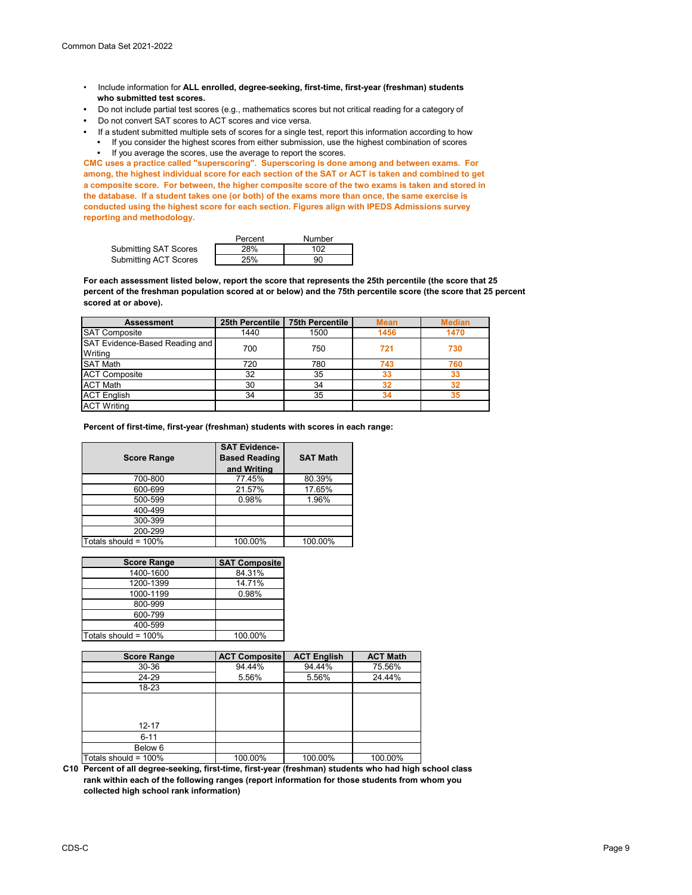- Include information for **ALL enrolled, degree-seeking, first-time, first-year (freshman) students who submitted test scores.**
- Do not include partial test scores (e.g., mathematics scores but not critical reading for a category of
- Do not convert SAT scores to ACT scores and vice versa.
- If a student submitted multiple sets of scores for a single test, report this information according to how
  - If you consider the highest scores from either submission, use the highest combination of scores
  - If you average the scores, use the average to report the scores.

**CMC uses a practice called "superscoring". Superscoring is done among and between exams. For among, the highest individual score for each section of the SAT or ACT is taken and combined to get a composite score. For between, the higher composite score of the two exams is taken and stored in the database. If a student takes one (or both) of the exams more than once, the same exercise is conducted using the highest score for each section. Figures align with IPEDS Admissions survey reporting and methodology.**

| | Percent | Number |
|---|---|---|
| Submitting SAT Scores | 28% | 102 |
| Submitting ACT Scores | 25% | 90 |

**For each assessment listed below, report the score that represents the 25th percentile (the score that 25 percent of the freshman population scored at or below) and the 75th percentile score (the score that 25 percent scored at or above).**

| Assessment | 25th Percentile | 75th Percentile | Mean | Median |
|---|---|---|---|---|
| SAT Composite | 1440 | 1500 | 1456 | 1470 |
| SAT Evidence-Based Reading and Writing | 700 | 750 | 721 | 730 |
| SAT Math | 720 | 780 | 743 | 760 |
| ACT Composite | 32 | 35 | 33 | 33 |
| ACT Math | 30 | 34 | 32 | 32 |
| ACT English | 34 | 35 | 34 | 35 |
| ACT Writing | | | | |

**Percent of first-time, first-year (freshman) students with scores in each range:**

| Score Range | SAT Evidence-Based Reading and Writing | SAT Math |
|---|---|---|
| 700-800 | 77.45% | 80.39% |
| 600-699 | 21.57% | 17.65% |
| 500-599 | 0.98% | 1.96% |
| 400-499 | | |
| 300-399 | | |
| 200-299 | | |
| Totals should = 100% | 100.00% | 100.00% |

| Score Range | SAT Composite |
|---|---|
| 1400-1600 | 84.31% |
| 1200-1399 | 14.71% |
| 1000-1199 | 0.98% |
| 800-999 | |
| 600-799 | |
| 400-599 | |
| Totals should = 100% | 100.00% |

| Score Range | ACT Composite | ACT English | ACT Math |
|---|---|---|---|
| 30-36 | 94.44% | 94.44% | 75.56% |
| 24-29 | 5.56% | 5.56% | 24.44% |
| 18-23 | | | |
| 12-17 | | | |
| 6-11 | | | |
| Below 6 | | | |
| Totals should = 100% | 100.00% | 100.00% | 100.00% |

**C10 Percent of all degree-seeking, first-time, first-year (freshman) students who had high school class rank within each of the following ranges (report information for those students from whom you collected high school rank information)**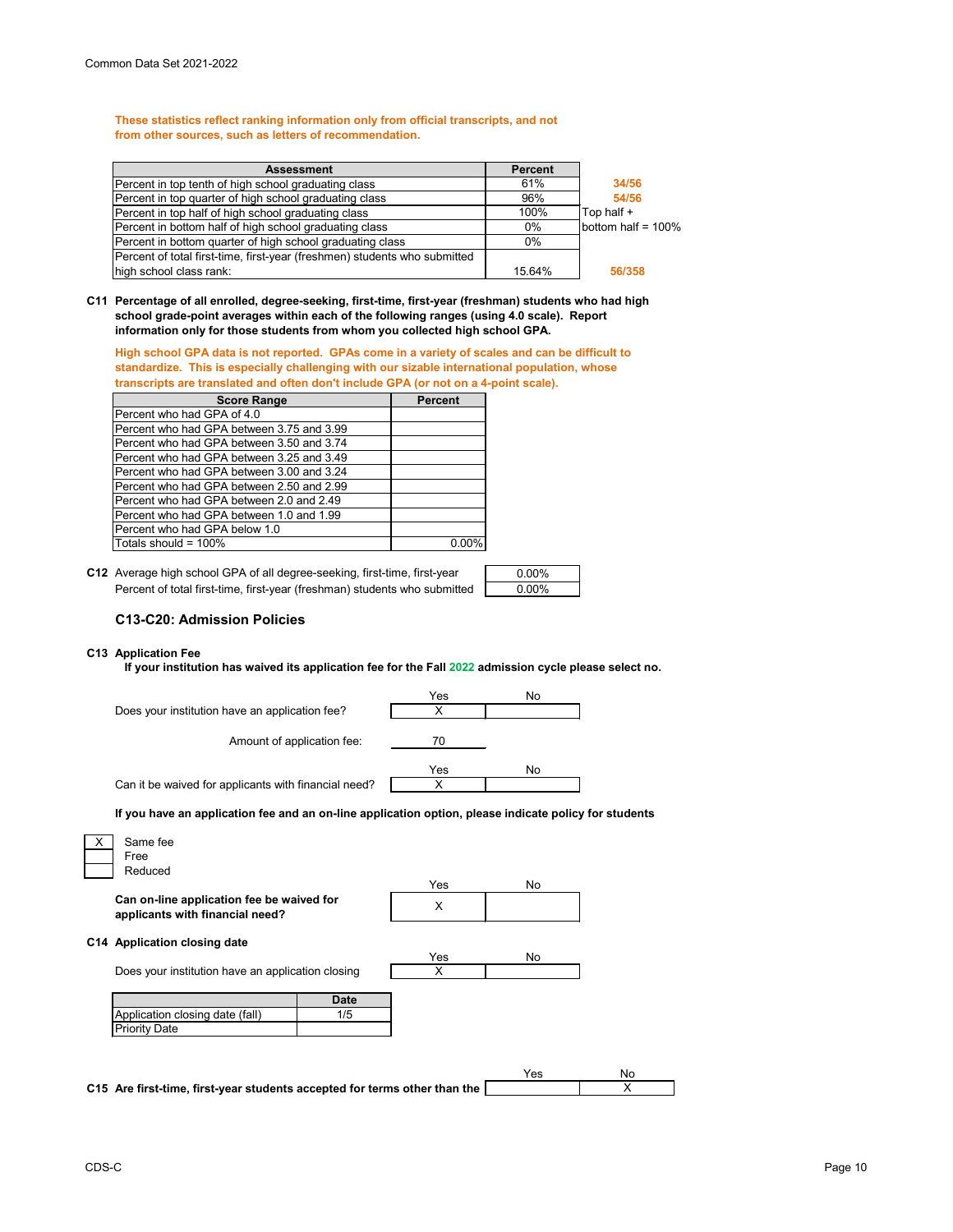These statistics reflect ranking information only from official transcripts, and not from other sources, such as letters of recommendation.

| Assessment | Percent | |
|---|---|---|
| Percent in top tenth of high school graduating class | 61% | 34/56 |
| Percent in top quarter of high school graduating class | 96% | 54/56 |
| Percent in top half of high school graduating class | 100% | Top half + |
| Percent in bottom half of high school graduating class | 0% | bottom half = 100% |
| Percent in bottom quarter of high school graduating class | 0% | |
| Percent of total first-time, first-year (freshmen) students who submitted high school class rank: | 15.64% | 56/358 |

**C11 Percentage of all enrolled, degree-seeking, first-time, first-year (freshman) students who had high school grade-point averages within each of the following ranges (using 4.0 scale). Report information only for those students from whom you collected high school GPA.**

**High school GPA data is not reported. GPAs come in a variety of scales and can be difficult to standardize. This is especially challenging with our sizable international population, whose transcripts are translated and often don't include GPA (or not on a 4-point scale).**

| Score Range | Percent |
|---|---|
| Percent who had GPA of 4.0 | |
| Percent who had GPA between 3.75 and 3.99 | |
| Percent who had GPA between 3.50 and 3.74 | |
| Percent who had GPA between 3.25 and 3.49 | |
| Percent who had GPA between 3.00 and 3.24 | |
| Percent who had GPA between 2.50 and 2.99 | |
| Percent who had GPA between 2.0 and 2.49 | |
| Percent who had GPA between 1.0 and 1.99 | |
| Percent who had GPA below 1.0 | |
| Totals should = 100% | 0.00% |

| **C12** | |
|---|---|
| Average high school GPA of all degree-seeking, first-time, first-year | 0.00% |
| Percent of total first-time, first-year (freshman) students who submitted | 0.00% |

## C13-C20: Admission Policies

**C13 Application Fee**

**If your institution has waived its application fee for the Fall 2022 admission cycle please select no.**

| | Yes | No |
|---|---|---|
| Does your institution have an application fee? | X | |

Amount of application fee: 70

| | Yes | No |
|---|---|---|
| Can it be waived for applicants with financial need? | X | |

**If you have an application fee and an on-line application option, please indicate policy for students**

| | |
|---|---|
| X | Same fee |
| | Free |
| | Reduced |

| | Yes | No |
|---|---|---|
| **Can on-line application fee be waived for applicants with financial need?** | X | |

**C14 Application closing date**

| | Yes | No |
|---|---|---|
| Does your institution have an application closing | X | |

| | Date |
|---|---|
| Application closing date (fall) | 1/5 |
| Priority Date | |

| | Yes | No |
|---|---|---|
| **C15 Are first-time, first-year students accepted for terms other than the** | | X |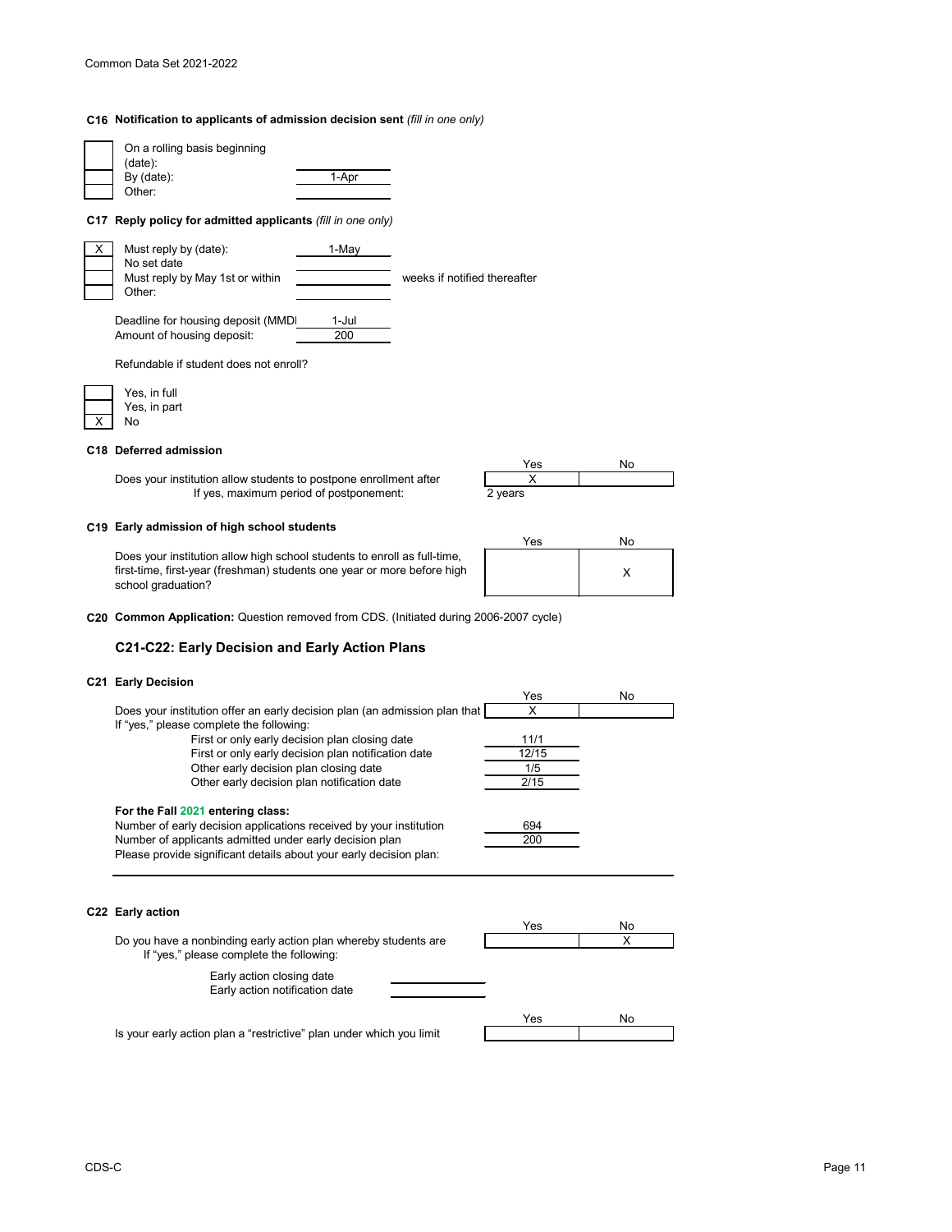**C16 Notification to applicants of admission decision sent** *(fill in one only)*

| | | |
|---|---|---|
| | On a rolling basis beginning (date): | |
| | By (date): | 1-Apr |
| | Other: | |

**C17 Reply policy for admitted applicants** *(fill in one only)*

| | | | |
|---|---|---|---|
| X | Must reply by (date): | 1-May | |
| | No set date | | |
| | Must reply by May 1st or within | | weeks if notified thereafter |
| | Other: | | |

Deadline for housing deposit (MMDI: 1-Jul
Amount of housing deposit: 200

Refundable if student does not enroll?

| | |
|---|---|
| | Yes, in full |
| | Yes, in part |
| X | No |

**C18 Deferred admission**

| | Yes | No |
|---|---|---|
| Does your institution allow students to postpone enrollment after | X | |
| If yes, maximum period of postponement: | 2 years | |

**C19 Early admission of high school students**

| | Yes | No |
|---|---|---|
| Does your institution allow high school students to enroll as full-time, first-time, first-year (freshman) students one year or more before high school graduation? | | X |

**C20 Common Application:** Question removed from CDS. (Initiated during 2006-2007 cycle)

### C21-C22: Early Decision and Early Action Plans

**C21 Early Decision**

| | Yes | No |
|---|---|---|
| Does your institution offer an early decision plan (an admission plan that | X | |

If "yes," please complete the following:

| | |
|---|---|
| First or only early decision plan closing date | 11/1 |
| First or only early decision plan notification date | 12/15 |
| Other early decision plan closing date | 1/5 |
| Other early decision plan notification date | 2/15 |

**For the Fall 2021 entering class:**

| | |
|---|---|
| Number of early decision applications received by your institution | 694 |
| Number of applicants admitted under early decision plan | 200 |

Please provide significant details about your early decision plan:

**C22 Early action**

| | Yes | No |
|---|---|---|
| Do you have a nonbinding early action plan whereby students are | | X |

If "yes," please complete the following:

| | |
|---|---|
| Early action closing date | |
| Early action notification date | |

| | Yes | No |
|---|---|---|
| Is your early action plan a "restrictive" plan under which you limit | | |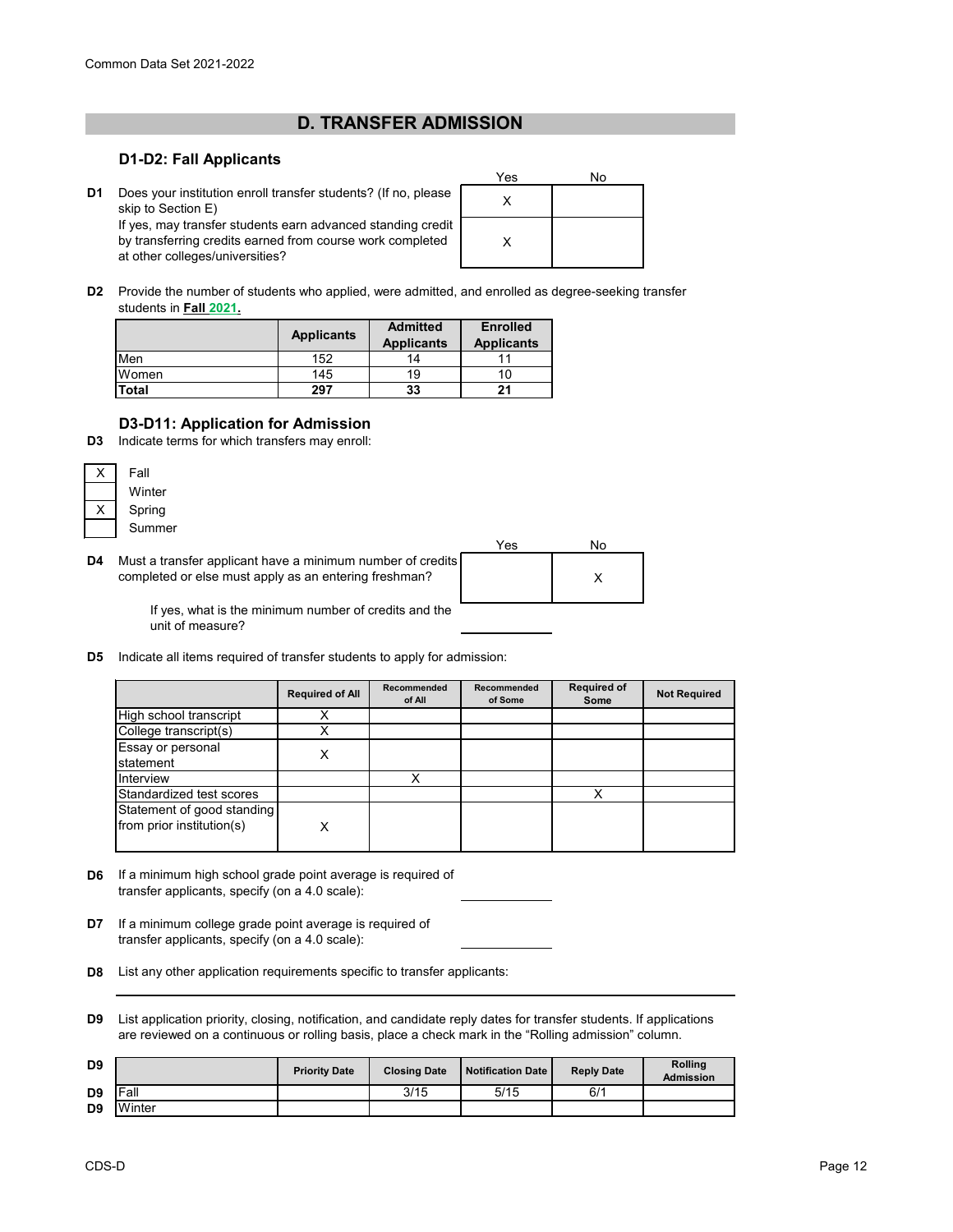## D. TRANSFER ADMISSION

### D1-D2: Fall Applicants

| | | Yes | No |
|---|---|---|---|
| D1 | Does your institution enroll transfer students? (If no, please skip to Section E) | X | |
| | If yes, may transfer students earn advanced standing credit by transferring credits earned from course work completed at other colleges/universities? | X | |

**D2** Provide the number of students who applied, were admitted, and enrolled as degree-seeking transfer students in **Fall 2021.**

| | Applicants | Admitted Applicants | Enrolled Applicants |
|---|---|---|---|
| Men | 152 | 14 | 11 |
| Women | 145 | 19 | 10 |
| **Total** | **297** | **33** | **21** |

### D3-D11: Application for Admission

**D3** Indicate terms for which transfers may enroll:

| | |
|---|---|
| X | Fall |
| | Winter |
| X | Spring |
| | Summer |

| | | Yes | No |
|---|---|---|---|
| D4 | Must a transfer applicant have a minimum number of credits completed or else must apply as an entering freshman? | | X |

If yes, what is the minimum number of credits and the unit of measure?

**D5** Indicate all items required of transfer students to apply for admission:

| | Required of All | Recommended of All | Recommended of Some | Required of Some | Not Required |
|---|---|---|---|---|---|
| High school transcript | X | | | | |
| College transcript(s) | X | | | | |
| Essay or personal statement | X | | | | |
| Interview | | X | | | |
| Standardized test scores | | | | X | |
| Statement of good standing from prior institution(s) | X | | | | |

**D6** If a minimum high school grade point average is required of transfer applicants, specify (on a 4.0 scale):

**D7** If a minimum college grade point average is required of transfer applicants, specify (on a 4.0 scale):

**D8** List any other application requirements specific to transfer applicants:

**D9** List application priority, closing, notification, and candidate reply dates for transfer students. If applications are reviewed on a continuous or rolling basis, place a check mark in the "Rolling admission" column.

| D9 | | Priority Date | Closing Date | Notification Date | Reply Date | Rolling Admission |
|---|---|---|---|---|---|---|
| D9 | Fall | | 3/15 | 5/15 | 6/1 | |
| D9 | Winter | | | | | |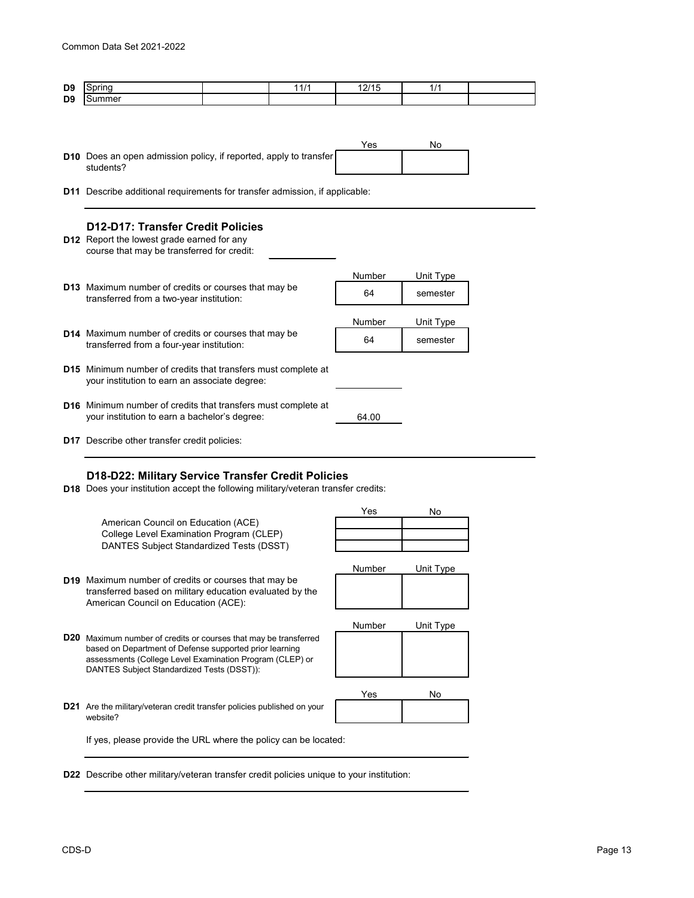| | | | | | | |
|---|---|---|---|---|---|---|
| D9 | Spring | | 11/1 | 12/15 | 1/1 | |
| D9 | Summer | | | | | |

| | | Yes | No |
|---|---|---|---|
| D10 | Does an open admission policy, if reported, apply to transfer students? | | |

**D11** Describe additional requirements for transfer admission, if applicable:

### D12-D17: Transfer Credit Policies

**D12** Report the lowest grade earned for any course that may be transferred for credit:

| | | Number | Unit Type |
|---|---|---|---|
| D13 | Maximum number of credits or courses that may be transferred from a two-year institution: | 64 | semester |
| D14 | Maximum number of credits or courses that may be transferred from a four-year institution: | 64 | semester |

**D15** Minimum number of credits that transfers must complete at your institution to earn an associate degree:

**D16** Minimum number of credits that transfers must complete at your institution to earn a bachelor's degree: 64.00

**D17** Describe other transfer credit policies:

### D18-D22: Military Service Transfer Credit Policies

**D18** Does your institution accept the following military/veteran transfer credits:

| | Yes | No |
|---|---|---|
| American Council on Education (ACE) | | |
| College Level Examination Program (CLEP) | | |
| DANTES Subject Standardized Tests (DSST) | | |

| | | Number | Unit Type |
|---|---|---|---|
| D19 | Maximum number of credits or courses that may be transferred based on military education evaluated by the American Council on Education (ACE): | | |
| D20 | Maximum number of credits or courses that may be transferred based on Department of Defense supported prior learning assessments (College Level Examination Program (CLEP) or DANTES Subject Standardized Tests (DSST)): | | |

| | | Yes | No |
|---|---|---|---|
| D21 | Are the military/veteran credit transfer policies published on your website? | | |

If yes, please provide the URL where the policy can be located:

**D22** Describe other military/veteran transfer credit policies unique to your institution: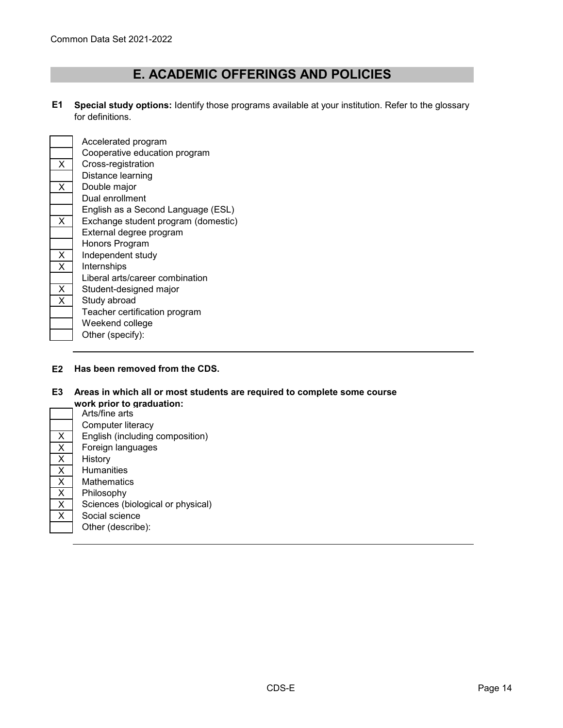# E. ACADEMIC OFFERINGS AND POLICIES

**E1 Special study options:** Identify those programs available at your institution. Refer to the glossary for definitions.

| | |
|---|---|
| | Accelerated program |
| | Cooperative education program |
| X | Cross-registration |
| | Distance learning |
| X | Double major |
| | Dual enrollment |
| | English as a Second Language (ESL) |
| X | Exchange student program (domestic) |
| | External degree program |
| | Honors Program |
| X | Independent study |
| X | Internships |
| | Liberal arts/career combination |
| X | Student-designed major |
| X | Study abroad |
| | Teacher certification program |
| | Weekend college |
| | Other (specify): |

**E2 Has been removed from the CDS.**

**E3 Areas in which all or most students are required to complete some course work prior to graduation:**

| | |
|---|---|
| | Arts/fine arts |
| | Computer literacy |
| X | English (including composition) |
| X | Foreign languages |
| X | History |
| X | Humanities |
| X | Mathematics |
| X | Philosophy |
| X | Sciences (biological or physical) |
| X | Social science |
| | Other (describe): |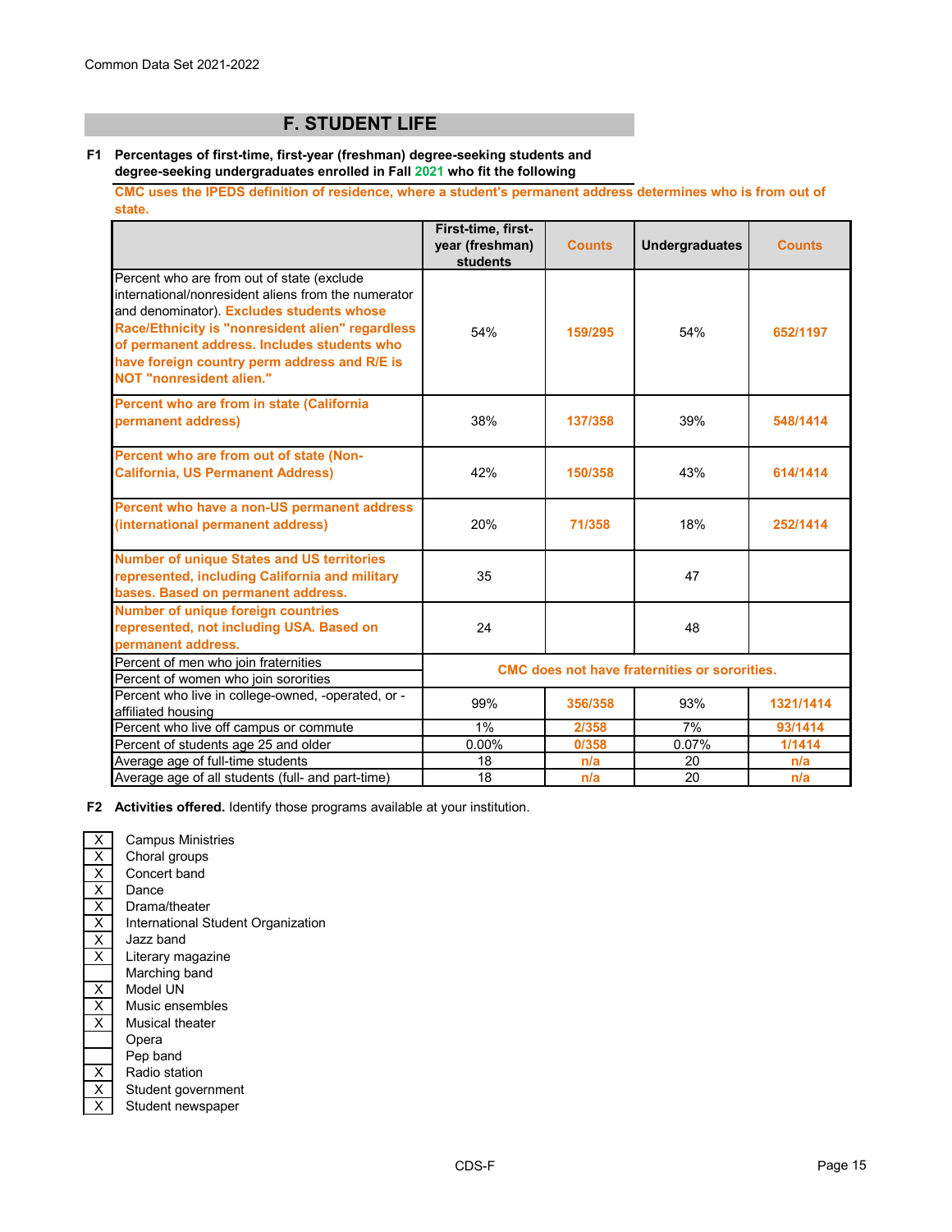Common Data Set 2021-2022

## F. STUDENT LIFE

**F1 Percentages of first-time, first-year (freshman) degree-seeking students and degree-seeking undergraduates enrolled in Fall 2021 who fit the following**

**CMC uses the IPEDS definition of residence, where a student's permanent address determines who is from out of state.**

| | First-time, first-year (freshman) students | Counts | Undergraduates | Counts |
|---|---|---|---|---|
| Percent who are from out of state (exclude international/nonresident aliens from the numerator and denominator). **Excludes students whose Race/Ethnicity is "nonresident alien" regardless of permanent address. Includes students who have foreign country perm address and R/E is NOT "nonresident alien."** | 54% | 159/295 | 54% | 652/1197 |
| **Percent who are from in state (California permanent address)** | 38% | 137/358 | 39% | 548/1414 |
| **Percent who are from out of state (Non-California, US Permanent Address)** | 42% | 150/358 | 43% | 614/1414 |
| **Percent who have a non-US permanent address (international permanent address)** | 20% | 71/358 | 18% | 252/1414 |
| **Number of unique States and US territories represented, including California and military bases. Based on permanent address.** | 35 | | 47 | |
| **Number of unique foreign countries represented, not including USA. Based on permanent address.** | 24 | | 48 | |
| Percent of men who join fraternities | CMC does not have fraternities or sororities. | | | |
| Percent of women who join sororities | | | | |
| Percent who live in college-owned, -operated, or -affiliated housing | 99% | 356/358 | 93% | 1321/1414 |
| Percent who live off campus or commute | 1% | 2/358 | 7% | 93/1414 |
| Percent of students age 25 and older | 0.00% | 0/358 | 0.07% | 1/1414 |
| Average age of full-time students | 18 | n/a | 20 | n/a |
| Average age of all students (full- and part-time) | 18 | n/a | 20 | n/a |

**F2 Activities offered.** Identify those programs available at your institution.

| | |
|---|---|
| X | Campus Ministries |
| X | Choral groups |
| X | Concert band |
| X | Dance |
| X | Drama/theater |
| X | International Student Organization |
| X | Jazz band |
| X | Literary magazine |
| | Marching band |
| X | Model UN |
| X | Music ensembles |
| X | Musical theater |
| | Opera |
| | Pep band |
| X | Radio station |
| X | Student government |
| X | Student newspaper |

CDS-F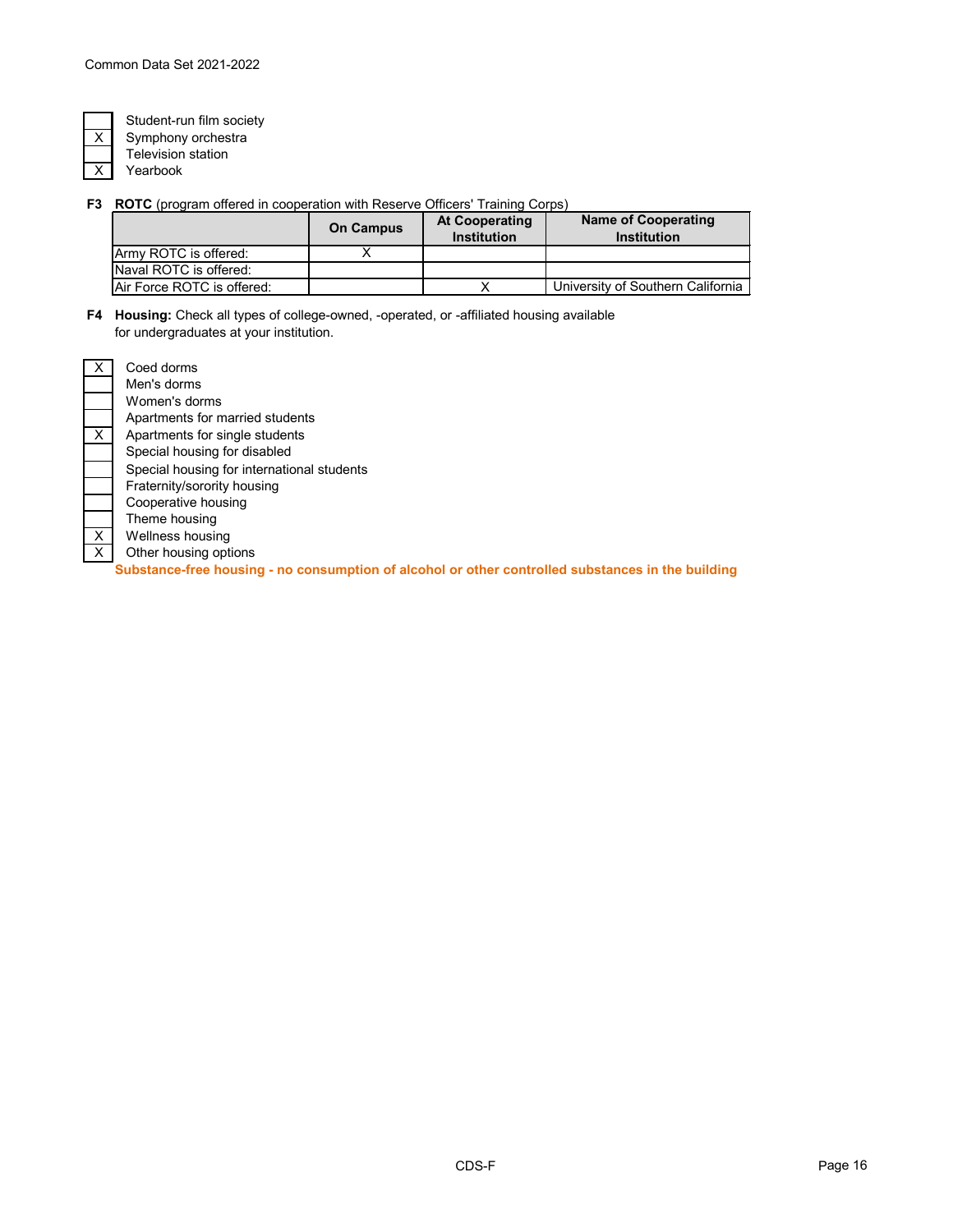| | |
|---|---|
| | Student-run film society |
| X | Symphony orchestra |
| | Television station |
| X | Yearbook |

**F3 ROTC** (program offered in cooperation with Reserve Officers' Training Corps)

| | On Campus | At Cooperating Institution | Name of Cooperating Institution |
|---|---|---|---|
| Army ROTC is offered: | X | | |
| Naval ROTC is offered: | | | |
| Air Force ROTC is offered: | | X | University of Southern California |

**F4 Housing:** Check all types of college-owned, -operated, or -affiliated housing available for undergraduates at your institution.

| | |
|---|---|
| X | Coed dorms |
| | Men's dorms |
| | Women's dorms |
| | Apartments for married students |
| X | Apartments for single students |
| | Special housing for disabled |
| | Special housing for international students |
| | Fraternity/sorority housing |
| | Cooperative housing |
| | Theme housing |
| X | Wellness housing |
| X | Other housing options |

**Substance-free housing - no consumption of alcohol or other controlled substances in the building**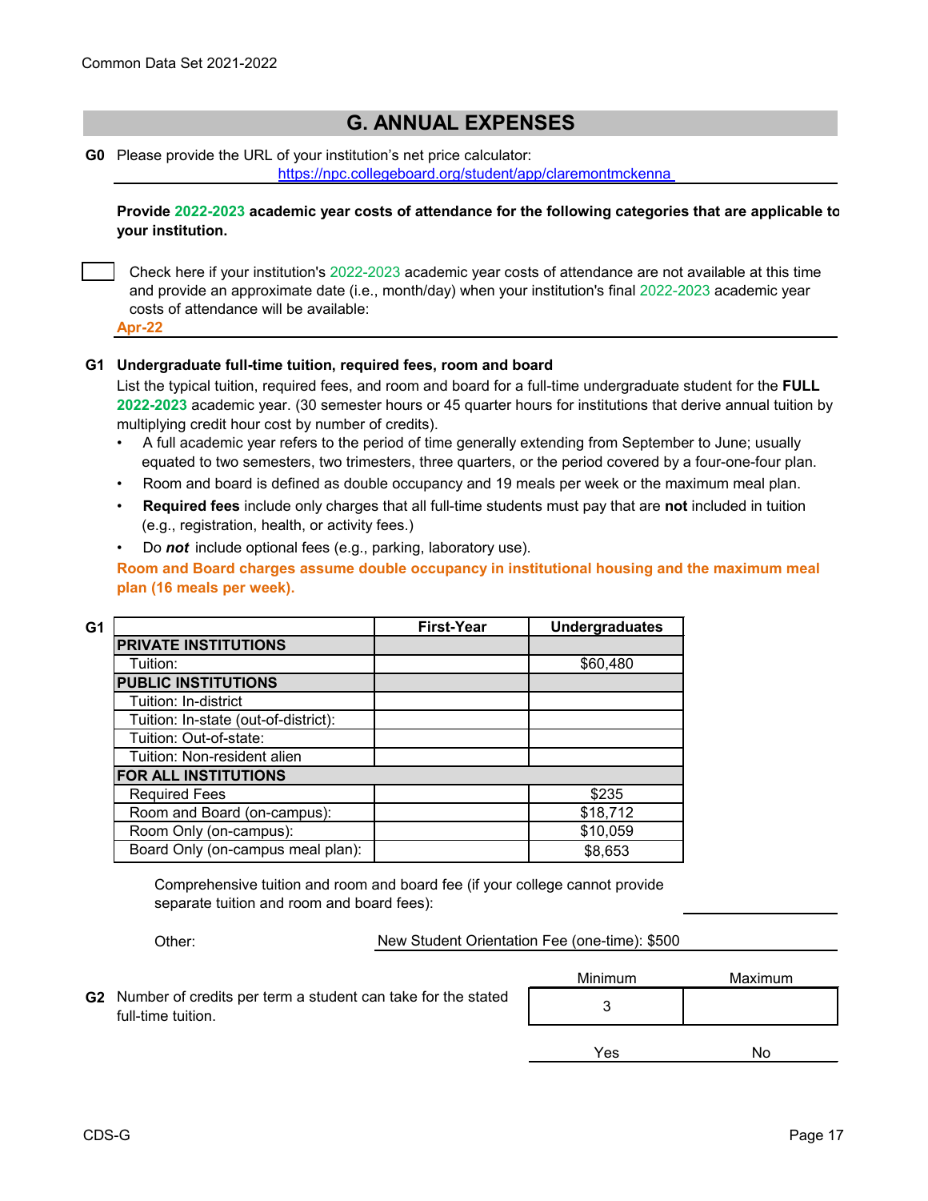## G. ANNUAL EXPENSES

**G0** Please provide the URL of your institution's net price calculator:
https://npc.collegeboard.org/student/app/claremontmckenna

**Provide 2022-2023 academic year costs of attendance for the following categories that are applicable to your institution.**

☐ Check here if your institution's 2022-2023 academic year costs of attendance are not available at this time and provide an approximate date (i.e., month/day) when your institution's final 2022-2023 academic year costs of attendance will be available:

Apr-22

**G1 Undergraduate full-time tuition, required fees, room and board**

List the typical tuition, required fees, and room and board for a full-time undergraduate student for the **FULL 2022-2023** academic year. (30 semester hours or 45 quarter hours for institutions that derive annual tuition by multiplying credit hour cost by number of credits).

- A full academic year refers to the period of time generally extending from September to June; usually equated to two semesters, two trimesters, three quarters, or the period covered by a four-one-four plan.
- Room and board is defined as double occupancy and 19 meals per week or the maximum meal plan.
- **Required fees** include only charges that all full-time students must pay that are **not** included in tuition (e.g., registration, health, or activity fees.)
- Do ***not*** include optional fees (e.g., parking, laboratory use).

**Room and Board charges assume double occupancy in institutional housing and the maximum meal plan (16 meals per week).**

| G1 | First-Year | Undergraduates |
|---|---|---|
| **PRIVATE INSTITUTIONS** | | |
| Tuition: | | $60,480 |
| **PUBLIC INSTITUTIONS** | | |
| Tuition: In-district | | |
| Tuition: In-state (out-of-district): | | |
| Tuition: Out-of-state: | | |
| Tuition: Non-resident alien | | |
| **FOR ALL INSTITUTIONS** | | |
| Required Fees | | $235 |
| Room and Board (on-campus): | | $18,712 |
| Room Only (on-campus): | | $10,059 |
| Board Only (on-campus meal plan): | | $8,653 |

Comprehensive tuition and room and board fee (if your college cannot provide separate tuition and room and board fees):

Other: New Student Orientation Fee (one-time): $500

**G2** Number of credits per term a student can take for the stated full-time tuition.

| Minimum | Maximum |
|---|---|
| 3 | |

| Yes | No |
|---|---|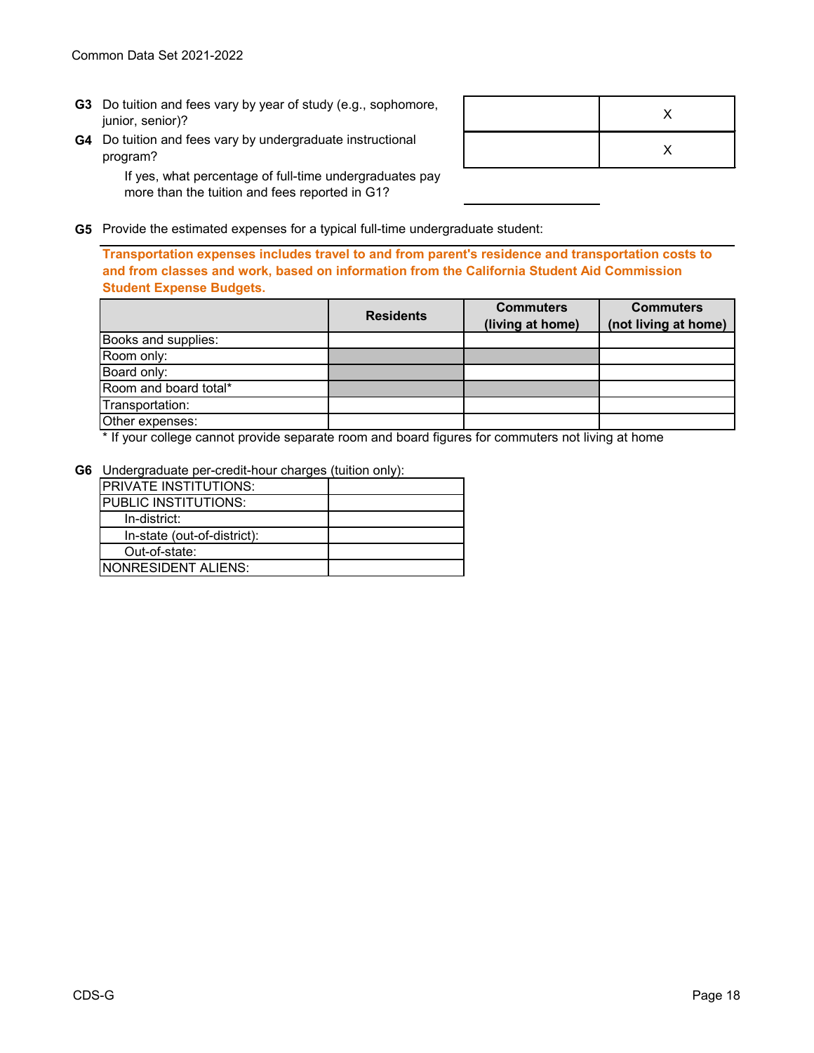| | | |
|---|---|---|
| **G3** Do tuition and fees vary by year of study (e.g., sophomore, junior, senior)? | | X |
| **G4** Do tuition and fees vary by undergraduate instructional program? | | X |
| If yes, what percentage of full-time undergraduates pay more than the tuition and fees reported in G1? | | |

**G5** Provide the estimated expenses for a typical full-time undergraduate student:

**Transportation expenses includes travel to and from parent's residence and transportation costs to and from classes and work, based on information from the California Student Aid Commission Student Expense Budgets.**

| | Residents | Commuters (living at home) | Commuters (not living at home) |
|---|---|---|---|
| Books and supplies: | | | |
| Room only: | | | |
| Board only: | | | |
| Room and board total* | | | |
| Transportation: | | | |
| Other expenses: | | | |

\* If your college cannot provide separate room and board figures for commuters not living at home

**G6** Undergraduate per-credit-hour charges (tuition only):

| | |
|---|---|
| PRIVATE INSTITUTIONS: | |
| PUBLIC INSTITUTIONS: | |
| In-district: | |
| In-state (out-of-district): | |
| Out-of-state: | |
| NONRESIDENT ALIENS: | |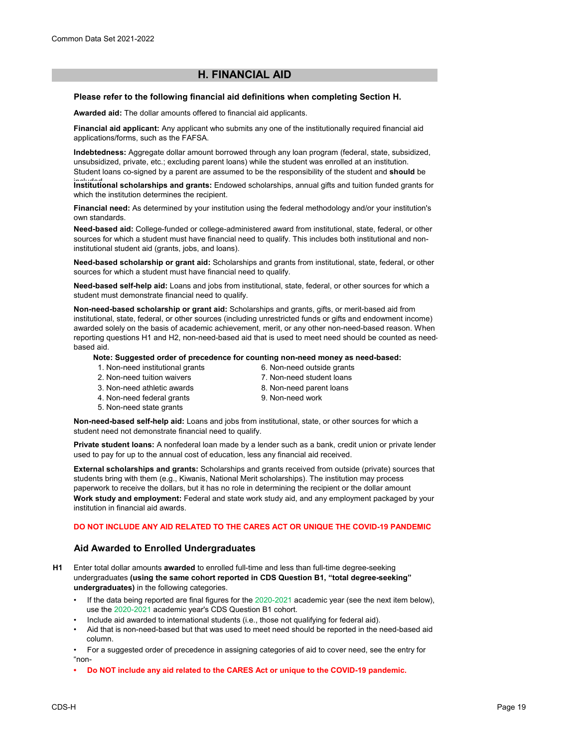## H. FINANCIAL AID

**Please refer to the following financial aid definitions when completing Section H.**

**Awarded aid:** The dollar amounts offered to financial aid applicants.

**Financial aid applicant:** Any applicant who submits any one of the institutionally required financial aid applications/forms, such as the FAFSA.

**Indebtedness:** Aggregate dollar amount borrowed through any loan program (federal, state, subsidized, unsubsidized, private, etc.; excluding parent loans) while the student was enrolled at an institution. Student loans co-signed by a parent are assumed to be the responsibility of the student and **should** be included.

**Institutional scholarships and grants:** Endowed scholarships, annual gifts and tuition funded grants for which the institution determines the recipient.

**Financial need:** As determined by your institution using the federal methodology and/or your institution's own standards.

**Need-based aid:** College-funded or college-administered award from institutional, state, federal, or other sources for which a student must have financial need to qualify. This includes both institutional and non-institutional student aid (grants, jobs, and loans).

**Need-based scholarship or grant aid:** Scholarships and grants from institutional, state, federal, or other sources for which a student must have financial need to qualify.

**Need-based self-help aid:** Loans and jobs from institutional, state, federal, or other sources for which a student must demonstrate financial need to qualify.

**Non-need-based scholarship or grant aid:** Scholarships and grants, gifts, or merit-based aid from institutional, state, federal, or other sources (including unrestricted funds or gifts and endowment income) awarded solely on the basis of academic achievement, merit, or any other non-need-based reason. When reporting questions H1 and H2, non-need-based aid that is used to meet need should be counted as need-based aid.

**Note: Suggested order of precedence for counting non-need money as need-based:**

1. Non-need institutional grants
2. Non-need tuition waivers
3. Non-need athletic awards
4. Non-need federal grants
5. Non-need state grants
6. Non-need outside grants
7. Non-need student loans
8. Non-need parent loans
9. Non-need work

**Non-need-based self-help aid:** Loans and jobs from institutional, state, or other sources for which a student need not demonstrate financial need to qualify.

**Private student loans:** A nonfederal loan made by a lender such as a bank, credit union or private lender used to pay for up to the annual cost of education, less any financial aid received.

**External scholarships and grants:** Scholarships and grants received from outside (private) sources that students bring with them (e.g., Kiwanis, National Merit scholarships). The institution may process paperwork to receive the dollars, but it has no role in determining the recipient or the dollar amount

**Work study and employment:** Federal and state work study aid, and any employment packaged by your institution in financial aid awards.

**DO NOT INCLUDE ANY AID RELATED TO THE CARES ACT OR UNIQUE THE COVID-19 PANDEMIC**

### Aid Awarded to Enrolled Undergraduates

**H1** Enter total dollar amounts **awarded** to enrolled full-time and less than full-time degree-seeking undergraduates **(using the same cohort reported in CDS Question B1, "total degree-seeking" undergraduates)** in the following categories.

- If the data being reported are final figures for the 2020-2021 academic year (see the next item below), use the 2020-2021 academic year's CDS Question B1 cohort.
- Include aid awarded to international students (i.e., those not qualifying for federal aid).
- Aid that is non-need-based but that was used to meet need should be reported in the need-based aid column.
- For a suggested order of precedence in assigning categories of aid to cover need, see the entry for "non-
- **Do NOT include any aid related to the CARES Act or unique to the COVID-19 pandemic.**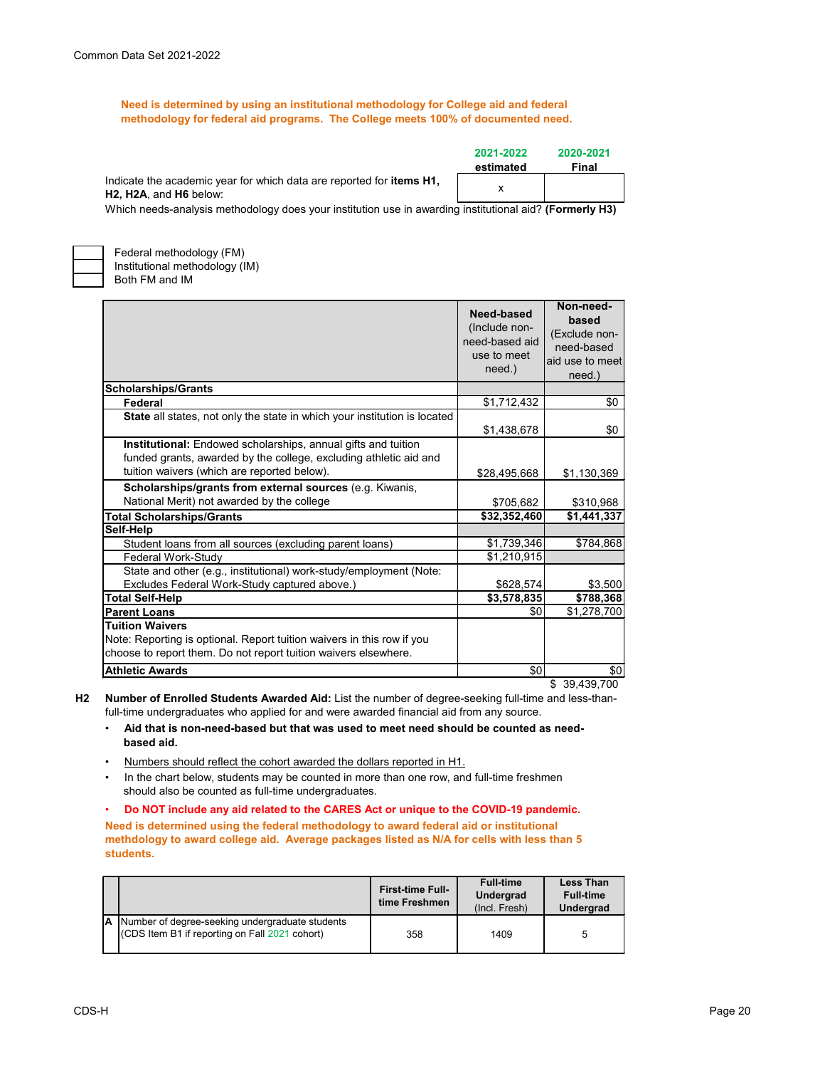Common Data Set 2021-2022

**Need is determined by using an institutional methodology for College aid and federal methodology for federal aid programs. The College meets 100% of documented need.**

| | 2021-2022 estimated | 2020-2021 Final |
|---|---|---|
| Indicate the academic year for which data are reported for **items H1, H2, H2A**, and **H6** below: | x | |

Which needs-analysis methodology does your institution use in awarding institutional aid? **(Formerly H3)**

| | |
|---|---|
| | Federal methodology (FM) |
| | Institutional methodology (IM) |
| | Both FM and IM |

| | Need-based (Include non-need-based aid use to meet need.) | Non-need-based (Exclude non-need-based aid use to meet need.) |
|---|---|---|
| **Scholarships/Grants** | | |
| **Federal** | $1,712,432 | $0 |
| **State** all states, not only the state in which your institution is located | $1,438,678 | $0 |
| **Institutional:** Endowed scholarships, annual gifts and tuition funded grants, awarded by the college, excluding athletic aid and tuition waivers (which are reported below). | $28,495,668 | $1,130,369 |
| **Scholarships/grants from external sources** (e.g. Kiwanis, National Merit) not awarded by the college | $705,682 | $310,968 |
| **Total Scholarships/Grants** | **$32,352,460** | **$1,441,337** |
| **Self-Help** | | |
| Student loans from all sources (excluding parent loans) | $1,739,346 | $784,868 |
| Federal Work-Study | $1,210,915 | |
| State and other (e.g., institutional) work-study/employment (Note: Excludes Federal Work-Study captured above.) | $628,574 | $3,500 |
| **Total Self-Help** | **$3,578,835** | **$788,368** |
| **Parent Loans** | $0 | $1,278,700 |
| **Tuition Waivers** Note: Reporting is optional. Report tuition waivers in this row if you choose to report them. Do not report tuition waivers elsewhere. | | |
| **Athletic Awards** | $0 | $0 |
| | | $ 39,439,700 |

**H2** **Number of Enrolled Students Awarded Aid:** List the number of degree-seeking full-time and less-than-full-time undergraduates who applied for and were awarded financial aid from any source.

- **Aid that is non-need-based but that was used to meet need should be counted as need-based aid.**
- Numbers should reflect the cohort awarded the dollars reported in H1.
- In the chart below, students may be counted in more than one row, and full-time freshmen should also be counted as full-time undergraduates.
- **Do NOT include any aid related to the CARES Act or unique to the COVID-19 pandemic.**

**Need is determined using the federal methodology to award federal aid or institutional methdology to award college aid. Average packages listed as N/A for cells with less than 5 students.**

| | | First-time Full-time Freshmen | Full-time Undergrad (Incl. Fresh) | Less Than Full-time Undergrad |
|---|---|---|---|---|
| A | Number of degree-seeking undergraduate students (CDS Item B1 if reporting on Fall 2021 cohort) | 358 | 1409 | 5 |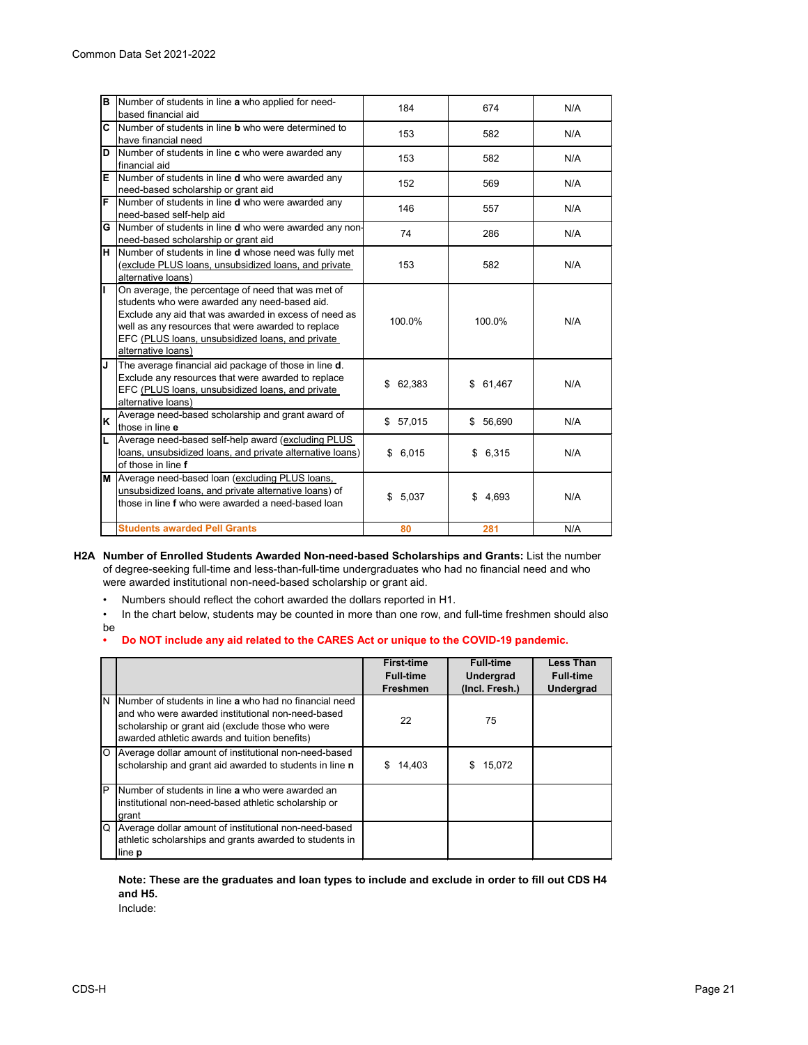| | | | | |
|---|---|---|---|---|
| B | Number of students in line **a** who applied for need-based financial aid | 184 | 674 | N/A |
| C | Number of students in line **b** who were determined to have financial need | 153 | 582 | N/A |
| D | Number of students in line **c** who were awarded any financial aid | 153 | 582 | N/A |
| E | Number of students in line **d** who were awarded any need-based scholarship or grant aid | 152 | 569 | N/A |
| F | Number of students in line **d** who were awarded any need-based self-help aid | 146 | 557 | N/A |
| G | Number of students in line **d** who were awarded any non-need-based scholarship or grant aid | 74 | 286 | N/A |
| H | Number of students in line **d** whose need was fully met (exclude PLUS loans, unsubsidized loans, and private alternative loans) | 153 | 582 | N/A |
| I | On average, the percentage of need that was met of students who were awarded any need-based aid. Exclude any aid that was awarded in excess of need as well as any resources that were awarded to replace EFC (PLUS loans, unsubsidized loans, and private alternative loans) | 100.0% | 100.0% | N/A |
| J | The average financial aid package of those in line **d**. Exclude any resources that were awarded to replace EFC (PLUS loans, unsubsidized loans, and private alternative loans) | $ 62,383 | $ 61,467 | N/A |
| K | Average need-based scholarship and grant award of those in line **e** | $ 57,015 | $ 56,690 | N/A |
| L | Average need-based self-help award (excluding PLUS loans, unsubsidized loans, and private alternative loans) of those in line **f** | $ 6,015 | $ 6,315 | N/A |
| M | Average need-based loan (excluding PLUS loans, unsubsidized loans, and private alternative loans) of those in line **f** who were awarded a need-based loan | $ 5,037 | $ 4,693 | N/A |
| | **Students awarded Pell Grants** | **80** | **281** | N/A |

**H2A Number of Enrolled Students Awarded Non-need-based Scholarships and Grants:** List the number of degree-seeking full-time and less-than-full-time undergraduates who had no financial need and who were awarded institutional non-need-based scholarship or grant aid.

- Numbers should reflect the cohort awarded the dollars reported in H1.
- In the chart below, students may be counted in more than one row, and full-time freshmen should also be
- **Do NOT include any aid related to the CARES Act or unique to the COVID-19 pandemic.**

| | | First-time Full-time Freshmen | Full-time Undergrad (Incl. Fresh.) | Less Than Full-time Undergrad |
|---|---|---|---|---|
| N | Number of students in line **a** who had no financial need and who were awarded institutional non-need-based scholarship or grant aid (exclude those who were awarded athletic awards and tuition benefits) | 22 | 75 | |
| O | Average dollar amount of institutional non-need-based scholarship and grant aid awarded to students in line **n** | $ 14,403 | $ 15,072 | |
| P | Number of students in line **a** who were awarded an institutional non-need-based athletic scholarship or grant | | | |
| Q | Average dollar amount of institutional non-need-based athletic scholarships and grants awarded to students in line **p** | | | |

**Note: These are the graduates and loan types to include and exclude in order to fill out CDS H4 and H5.**

Include: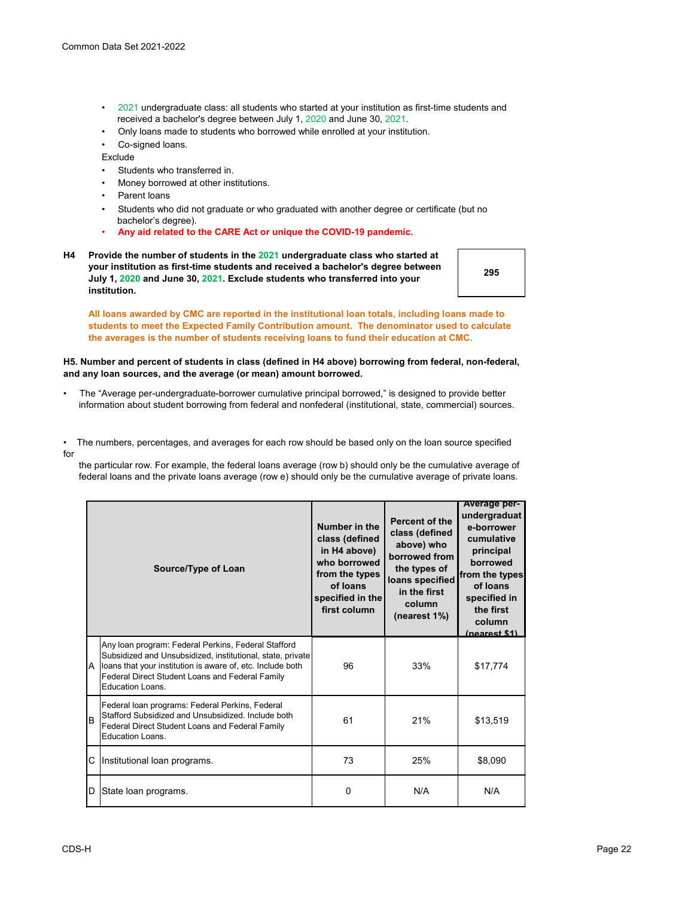- 2021 undergraduate class: all students who started at your institution as first-time students and received a bachelor's degree between July 1, 2020 and June 30, 2021.
- Only loans made to students who borrowed while enrolled at your institution.
- Co-signed loans.

Exclude

- Students who transferred in.
- Money borrowed at other institutions.
- Parent loans
- Students who did not graduate or who graduated with another degree or certificate (but no bachelor's degree).
- **Any aid related to the CARE Act or unique the COVID-19 pandemic.**

**H4 Provide the number of students in the 2021 undergraduate class who started at your institution as first-time students and received a bachelor's degree between July 1, 2020 and June 30, 2021. Exclude students who transferred into your institution.**

**295**

**All loans awarded by CMC are reported in the institutional loan totals, including loans made to students to meet the Expected Family Contribution amount. The denominator used to calculate the averages is the number of students receiving loans to fund their education at CMC.**

**H5. Number and percent of students in class (defined in H4 above) borrowing from federal, non-federal, and any loan sources, and the average (or mean) amount borrowed.**

- The "Average per-undergraduate-borrower cumulative principal borrowed," is designed to provide better information about student borrowing from federal and nonfederal (institutional, state, commercial) sources.

- The numbers, percentages, and averages for each row should be based only on the loan source specified for the particular row. For example, the federal loans average (row b) should only be the cumulative average of federal loans and the private loans average (row e) should only be the cumulative average of private loans.

| | Source/Type of Loan | Number in the class (defined in H4 above) who borrowed from the types of loans specified in the first column | Percent of the class (defined above) who borrowed from the types of loans specified in the first column (nearest 1%) | Average per-undergraduate-borrower cumulative principal borrowed from the types of loans specified in the first column (nearest $1) |
|---|---|---|---|---|
| A | Any loan program: Federal Perkins, Federal Stafford Subsidized and Unsubsidized, institutional, state, private loans that your institution is aware of, etc. Include both Federal Direct Student Loans and Federal Family Education Loans. | 96 | 33% | $17,774 |
| B | Federal loan programs: Federal Perkins, Federal Stafford Subsidized and Unsubsidized. Include both Federal Direct Student Loans and Federal Family Education Loans. | 61 | 21% | $13,519 |
| C | Institutional loan programs. | 73 | 25% | $8,090 |
| D | State loan programs. | 0 | N/A | N/A |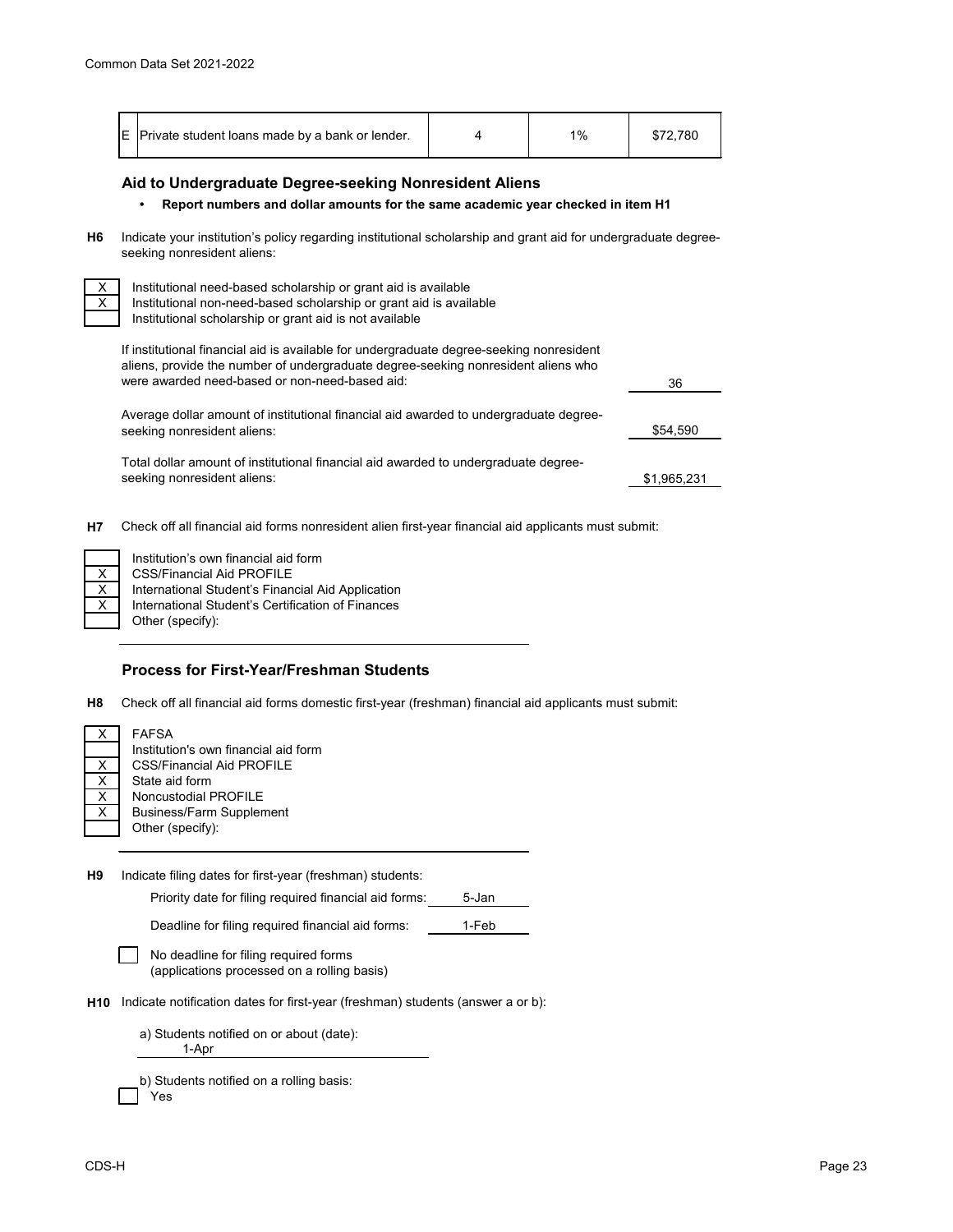| E | Private student loans made by a bank or lender. | 4 | 1% | $72,780 |
|---|---|---|---|---|

### Aid to Undergraduate Degree-seeking Nonresident Aliens

- **Report numbers and dollar amounts for the same academic year checked in item H1**

**H6** Indicate your institution's policy regarding institutional scholarship and grant aid for undergraduate degree-seeking nonresident aliens:

| | |
|---|---|
| X | Institutional need-based scholarship or grant aid is available |
| X | Institutional non-need-based scholarship or grant aid is available |
| | Institutional scholarship or grant aid is not available |

| | |
|---|---|
| If institutional financial aid is available for undergraduate degree-seeking nonresident aliens, provide the number of undergraduate degree-seeking nonresident aliens who were awarded need-based or non-need-based aid: | 36 |
| Average dollar amount of institutional financial aid awarded to undergraduate degree-seeking nonresident aliens: | $54,590 |
| Total dollar amount of institutional financial aid awarded to undergraduate degree-seeking nonresident aliens: | $1,965,231 |

**H7** Check off all financial aid forms nonresident alien first-year financial aid applicants must submit:

| | |
|---|---|
| | Institution's own financial aid form |
| X | CSS/Financial Aid PROFILE |
| X | International Student's Financial Aid Application |
| X | International Student's Certification of Finances |
| | Other (specify): |

### Process for First-Year/Freshman Students

**H8** Check off all financial aid forms domestic first-year (freshman) financial aid applicants must submit:

| | |
|---|---|
| X | FAFSA |
| | Institution's own financial aid form |
| X | CSS/Financial Aid PROFILE |
| X | State aid form |
| X | Noncustodial PROFILE |
| X | Business/Farm Supplement |
| | Other (specify): |

**H9** Indicate filing dates for first-year (freshman) students:

| | |
|---|---|
| Priority date for filing required financial aid forms: | 5-Jan |
| Deadline for filing required financial aid forms: | 1-Feb |

| | |
|---|---|
| | No deadline for filing required forms (applications processed on a rolling basis) |

**H10** Indicate notification dates for first-year (freshman) students (answer a or b):

a) Students notified on or about (date): 1-Apr

b) Students notified on a rolling basis:

| | |
|---|---|
| | Yes |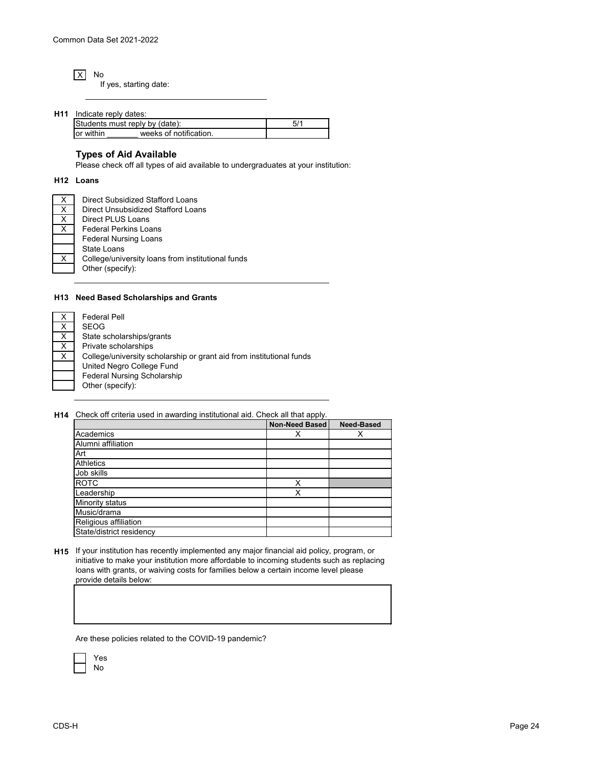[X] No

If yes, starting date:

______________________________

**H11** Indicate reply dates:

| Students must reply by (date): | 5/1 |
|---|---|
| or within _______ weeks of notification. | |

### Types of Aid Available

Please check off all types of aid available to undergraduates at your institution:

**H12 Loans**

- [X] Direct Subsidized Stafford Loans
- [X] Direct Unsubsidized Stafford Loans
- [X] Direct PLUS Loans
- [X] Federal Perkins Loans
- [ ] Federal Nursing Loans
- [ ] State Loans
- [X] College/university loans from institutional funds
- [ ] Other (specify):

**H13 Need Based Scholarships and Grants**

- [X] Federal Pell
- [X] SEOG
- [X] State scholarships/grants
- [X] Private scholarships
- [X] College/university scholarship or grant aid from institutional funds
- [ ] United Negro College Fund
- [ ] Federal Nursing Scholarship
- [ ] Other (specify):

**H14** Check off criteria used in awarding institutional aid. Check all that apply.

| | Non-Need Based | Need-Based |
|---|---|---|
| Academics | X | X |
| Alumni affiliation | | |
| Art | | |
| Athletics | | |
| Job skills | | |
| ROTC | X | |
| Leadership | X | |
| Minority status | | |
| Music/drama | | |
| Religious affiliation | | |
| State/district residency | | |

**H15** If your institution has recently implemented any major financial aid policy, program, or initiative to make your institution more affordable to incoming students such as replacing loans with grants, or waiving costs for families below a certain income level please provide details below:

Are these policies related to the COVID-19 pandemic?

- [ ] Yes
- [ ] No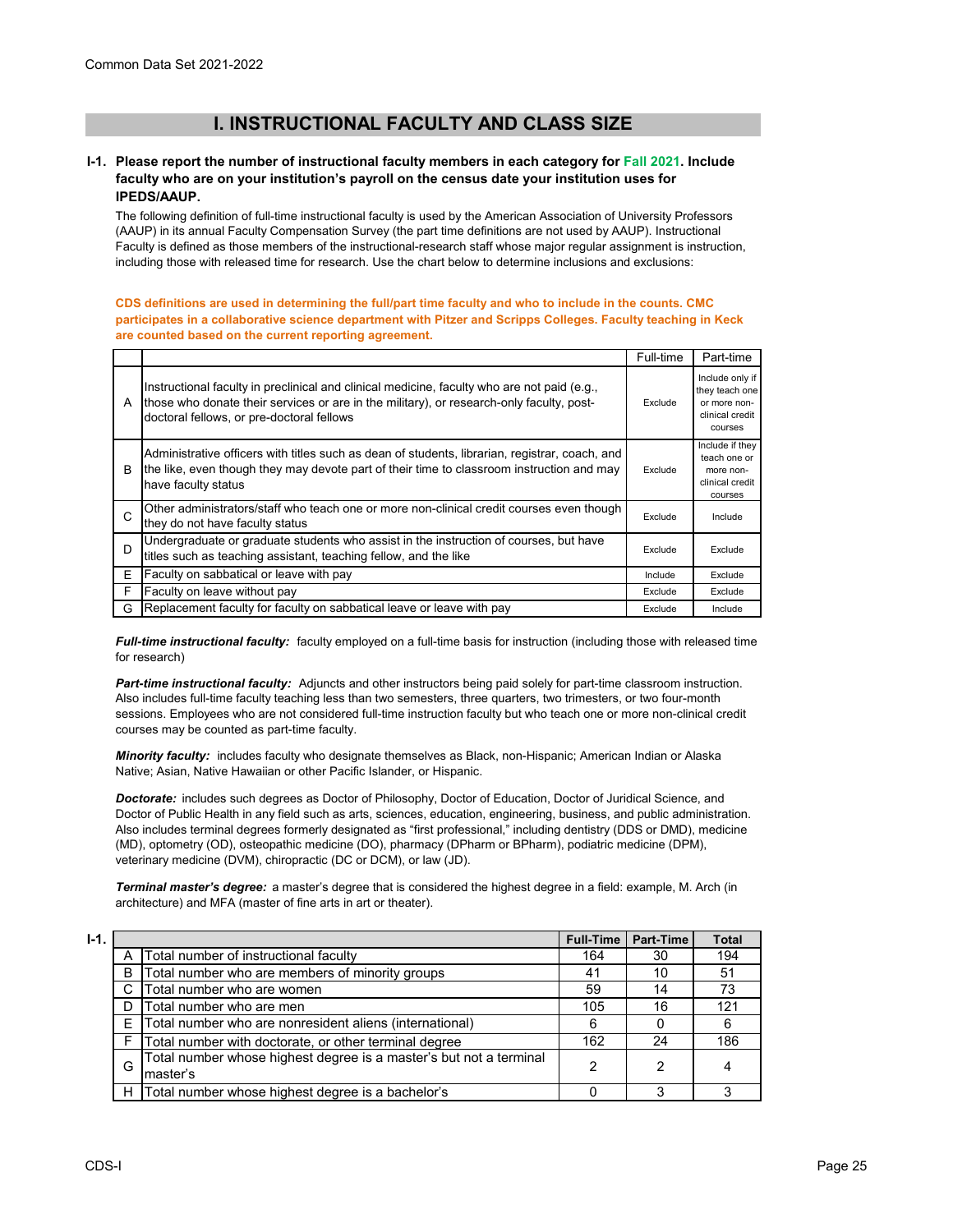Common Data Set 2021-2022

## I. INSTRUCTIONAL FACULTY AND CLASS SIZE

**I-1. Please report the number of instructional faculty members in each category for Fall 2021. Include faculty who are on your institution's payroll on the census date your institution uses for IPEDS/AAUP.**

The following definition of full-time instructional faculty is used by the American Association of University Professors (AAUP) in its annual Faculty Compensation Survey (the part time definitions are not used by AAUP). Instructional Faculty is defined as those members of the instructional-research staff whose major regular assignment is instruction, including those with released time for research. Use the chart below to determine inclusions and exclusions:

**CDS definitions are used in determining the full/part time faculty and who to include in the counts. CMC participates in a collaborative science department with Pitzer and Scripps Colleges. Faculty teaching in Keck are counted based on the current reporting agreement.**

| | | Full-time | Part-time |
|---|---|---|---|
| A | Instructional faculty in preclinical and clinical medicine, faculty who are not paid (e.g., those who donate their services or are in the military), or research-only faculty, post-doctoral fellows, or pre-doctoral fellows | Exclude | Include only if they teach one or more non-clinical credit courses |
| B | Administrative officers with titles such as dean of students, librarian, registrar, coach, and the like, even though they may devote part of their time to classroom instruction and may have faculty status | Exclude | Include if they teach one or more non-clinical credit courses |
| C | Other administrators/staff who teach one or more non-clinical credit courses even though they do not have faculty status | Exclude | Include |
| D | Undergraduate or graduate students who assist in the instruction of courses, but have titles such as teaching assistant, teaching fellow, and the like | Exclude | Exclude |
| E | Faculty on sabbatical or leave with pay | Include | Exclude |
| F | Faculty on leave without pay | Exclude | Exclude |
| G | Replacement faculty for faculty on sabbatical leave or leave with pay | Exclude | Include |

***Full-time instructional faculty:*** faculty employed on a full-time basis for instruction (including those with released time for research)

***Part-time instructional faculty:*** Adjuncts and other instructors being paid solely for part-time classroom instruction. Also includes full-time faculty teaching less than two semesters, three quarters, two trimesters, or two four-month sessions. Employees who are not considered full-time instruction faculty but who teach one or more non-clinical credit courses may be counted as part-time faculty.

***Minority faculty:*** includes faculty who designate themselves as Black, non-Hispanic; American Indian or Alaska Native; Asian, Native Hawaiian or other Pacific Islander, or Hispanic.

***Doctorate:*** includes such degrees as Doctor of Philosophy, Doctor of Education, Doctor of Juridical Science, and Doctor of Public Health in any field such as arts, sciences, education, engineering, business, and public administration. Also includes terminal degrees formerly designated as "first professional," including dentistry (DDS or DMD), medicine (MD), optometry (OD), osteopathic medicine (DO), pharmacy (DPharm or BPharm), podiatric medicine (DPM), veterinary medicine (DVM), chiropractic (DC or DCM), or law (JD).

***Terminal master's degree:*** a master's degree that is considered the highest degree in a field: example, M. Arch (in architecture) and MFA (master of fine arts in art or theater).

**I-1.**

| | | Full-Time | Part-Time | Total |
|---|---|---|---|---|
| A | Total number of instructional faculty | 164 | 30 | 194 |
| B | Total number who are members of minority groups | 41 | 10 | 51 |
| C | Total number who are women | 59 | 14 | 73 |
| D | Total number who are men | 105 | 16 | 121 |
| E | Total number who are nonresident aliens (international) | 6 | 0 | 6 |
| F | Total number with doctorate, or other terminal degree | 162 | 24 | 186 |
| G | Total number whose highest degree is a master's but not a terminal master's | 2 | 2 | 4 |
| H | Total number whose highest degree is a bachelor's | 0 | 3 | 3 |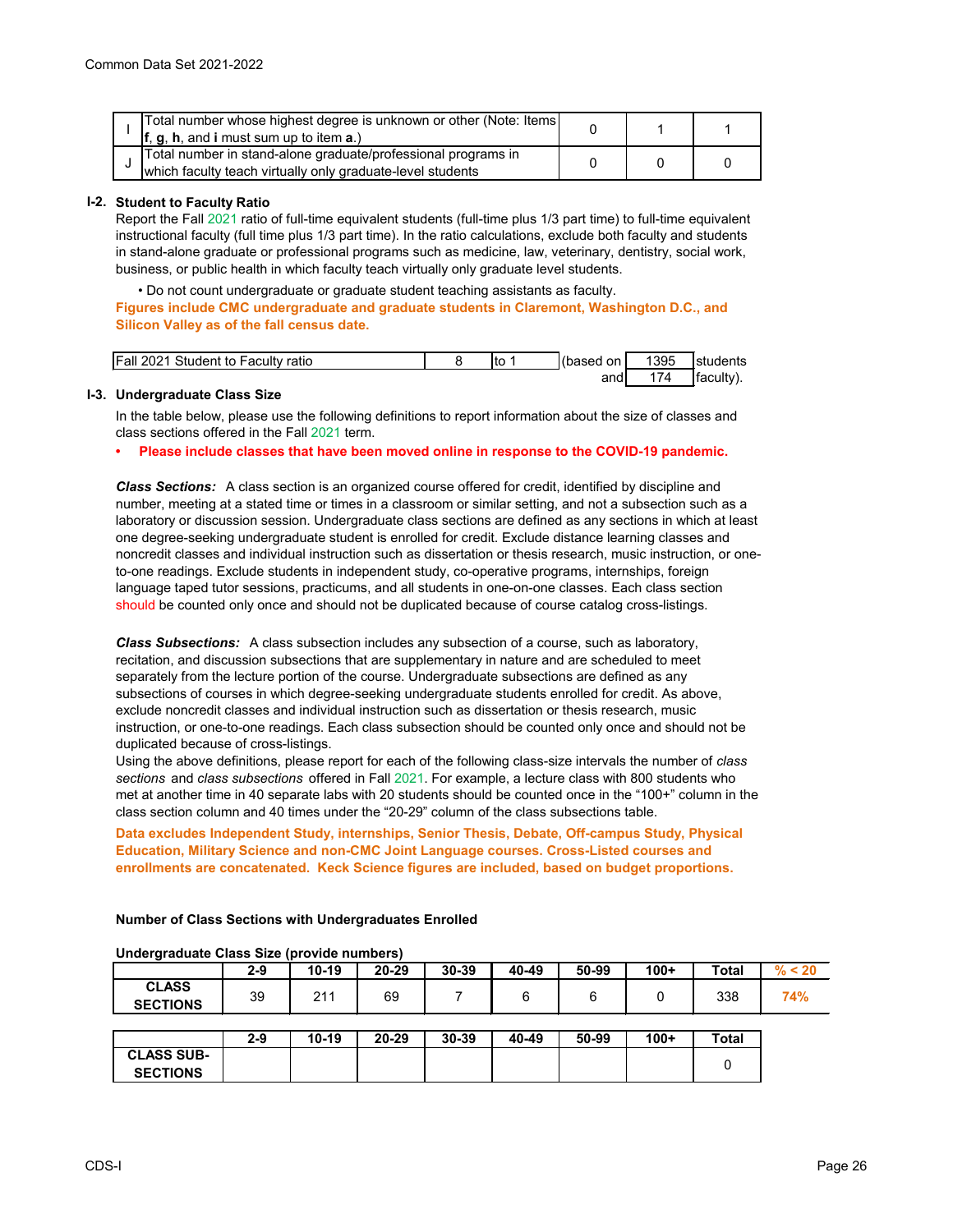| | | | | |
|---|---|---|---|---|
| I | Total number whose highest degree is unknown or other (Note: Items **f**, **g**, **h**, and **i** must sum up to item **a**.) | 0 | 1 | 1 |
| J | Total number in stand-alone graduate/professional programs in which faculty teach virtually only graduate-level students | 0 | 0 | 0 |

**I-2. Student to Faculty Ratio**

Report the Fall 2021 ratio of full-time equivalent students (full-time plus 1/3 part time) to full-time equivalent instructional faculty (full time plus 1/3 part time). In the ratio calculations, exclude both faculty and students in stand-alone graduate or professional programs such as medicine, law, veterinary, dentistry, social work, business, or public health in which faculty teach virtually only graduate level students.

• Do not count undergraduate or graduate student teaching assistants as faculty.

**Figures include CMC undergraduate and graduate students in Claremont, Washington D.C., and Silicon Valley as of the fall census date.**

| Fall 2021 Student to Faculty ratio | 8 | to 1 | (based on | 1395 | students |
|---|---|---|---|---|---|
| | | | and | 174 | faculty). |

**I-3. Undergraduate Class Size**

In the table below, please use the following definitions to report information about the size of classes and class sections offered in the Fall 2021 term.

- **Please include classes that have been moved online in response to the COVID-19 pandemic.**

***Class Sections:*** A class section is an organized course offered for credit, identified by discipline and number, meeting at a stated time or times in a classroom or similar setting, and not a subsection such as a laboratory or discussion session. Undergraduate class sections are defined as any sections in which at least one degree-seeking undergraduate student is enrolled for credit. Exclude distance learning classes and noncredit classes and individual instruction such as dissertation or thesis research, music instruction, or one-to-one readings. Exclude students in independent study, co-operative programs, internships, foreign language taped tutor sessions, practicums, and all students in one-on-one classes. Each class section should be counted only once and should not be duplicated because of course catalog cross-listings.

***Class Subsections:*** A class subsection includes any subsection of a course, such as laboratory, recitation, and discussion subsections that are supplementary in nature and are scheduled to meet separately from the lecture portion of the course. Undergraduate subsections are defined as any subsections of courses in which degree-seeking undergraduate students enrolled for credit. As above, exclude noncredit classes and individual instruction such as dissertation or thesis research, music instruction, or one-to-one readings. Each class subsection should be counted only once and should not be duplicated because of cross-listings.

Using the above definitions, please report for each of the following class-size intervals the number of *class sections* and *class subsections* offered in Fall 2021. For example, a lecture class with 800 students who met at another time in 40 separate labs with 20 students should be counted once in the "100+" column in the class section column and 40 times under the "20-29" column of the class subsections table.

**Data excludes Independent Study, internships, Senior Thesis, Debate, Off-campus Study, Physical Education, Military Science and non-CMC Joint Language courses. Cross-Listed courses and enrollments are concatenated. Keck Science figures are included, based on budget proportions.**

**Number of Class Sections with Undergraduates Enrolled**

**Undergraduate Class Size (provide numbers)**

| | 2-9 | 10-19 | 20-29 | 30-39 | 40-49 | 50-99 | 100+ | Total | % < 20 |
|---|---|---|---|---|---|---|---|---|---|
| **CLASS SECTIONS** | 39 | 211 | 69 | 7 | 6 | 6 | 0 | 338 | **74%** |

| | 2-9 | 10-19 | 20-29 | 30-39 | 40-49 | 50-99 | 100+ | Total |
|---|---|---|---|---|---|---|---|---|
| **CLASS SUB-SECTIONS** | | | | | | | | 0 |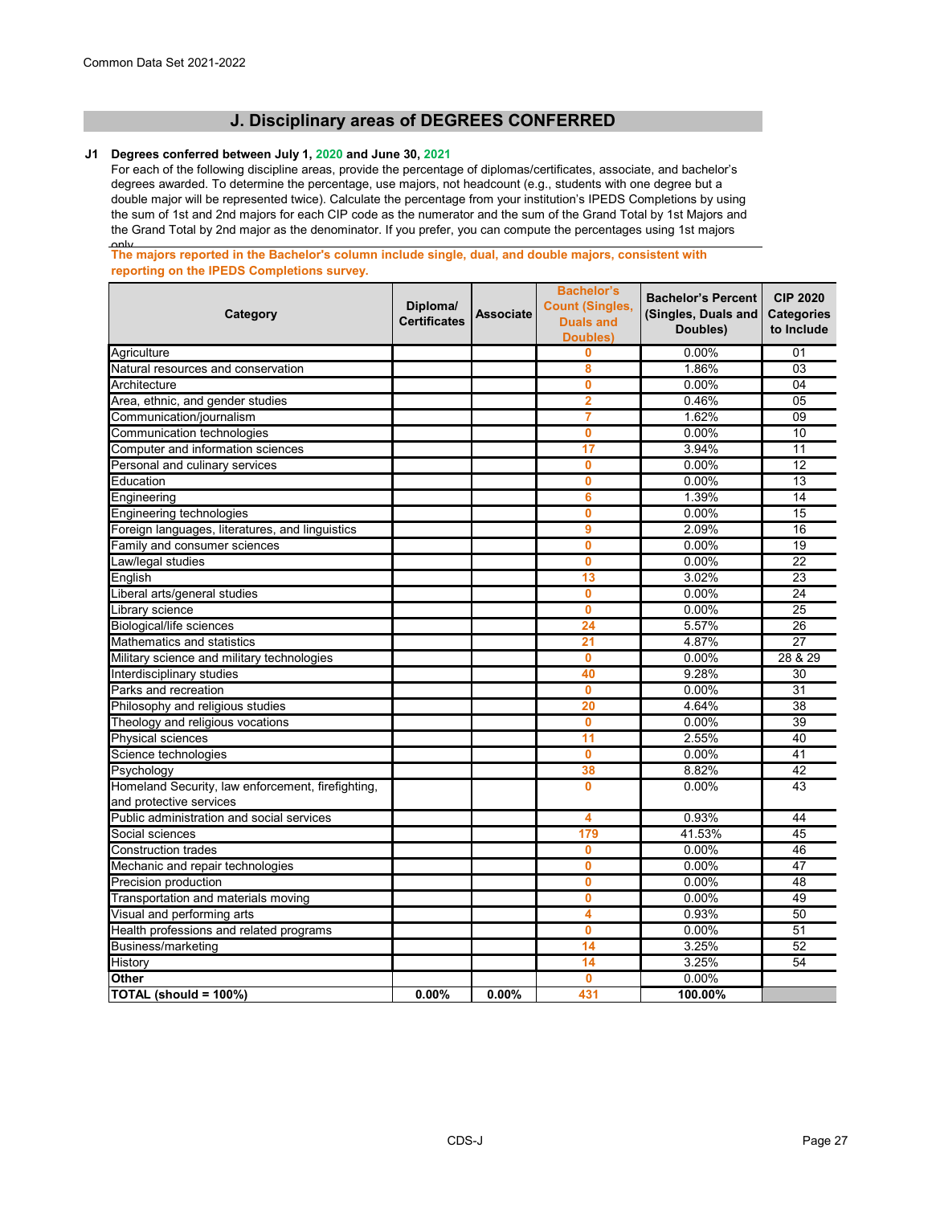Common Data Set 2021-2022

## J. Disciplinary areas of DEGREES CONFERRED

**J1 Degrees conferred between July 1, 2020 and June 30, 2021**

For each of the following discipline areas, provide the percentage of diplomas/certificates, associate, and bachelor's degrees awarded. To determine the percentage, use majors, not headcount (e.g., students with one degree but a double major will be represented twice). Calculate the percentage from your institution's IPEDS Completions by using the sum of 1st and 2nd majors for each CIP code as the numerator and the sum of the Grand Total by 1st Majors and the Grand Total by 2nd major as the denominator. If you prefer, you can compute the percentages using 1st majors only.

**The majors reported in the Bachelor's column include single, dual, and double majors, consistent with reporting on the IPEDS Completions survey.**

| Category | Diploma/ Certificates | Associate | Bachelor's Count (Singles, Duals and Doubles) | Bachelor's Percent (Singles, Duals and Doubles) | CIP 2020 Categories to Include |
|---|---|---|---|---|---|
| Agriculture | | | 0 | 0.00% | 01 |
| Natural resources and conservation | | | 8 | 1.86% | 03 |
| Architecture | | | 0 | 0.00% | 04 |
| Area, ethnic, and gender studies | | | 2 | 0.46% | 05 |
| Communication/journalism | | | 7 | 1.62% | 09 |
| Communication technologies | | | 0 | 0.00% | 10 |
| Computer and information sciences | | | 17 | 3.94% | 11 |
| Personal and culinary services | | | 0 | 0.00% | 12 |
| Education | | | 0 | 0.00% | 13 |
| Engineering | | | 6 | 1.39% | 14 |
| Engineering technologies | | | 0 | 0.00% | 15 |
| Foreign languages, literatures, and linguistics | | | 9 | 2.09% | 16 |
| Family and consumer sciences | | | 0 | 0.00% | 19 |
| Law/legal studies | | | 0 | 0.00% | 22 |
| English | | | 13 | 3.02% | 23 |
| Liberal arts/general studies | | | 0 | 0.00% | 24 |
| Library science | | | 0 | 0.00% | 25 |
| Biological/life sciences | | | 24 | 5.57% | 26 |
| Mathematics and statistics | | | 21 | 4.87% | 27 |
| Military science and military technologies | | | 0 | 0.00% | 28 & 29 |
| Interdisciplinary studies | | | 40 | 9.28% | 30 |
| Parks and recreation | | | 0 | 0.00% | 31 |
| Philosophy and religious studies | | | 20 | 4.64% | 38 |
| Theology and religious vocations | | | 0 | 0.00% | 39 |
| Physical sciences | | | 11 | 2.55% | 40 |
| Science technologies | | | 0 | 0.00% | 41 |
| Psychology | | | 38 | 8.82% | 42 |
| Homeland Security, law enforcement, firefighting, and protective services | | | 0 | 0.00% | 43 |
| Public administration and social services | | | 4 | 0.93% | 44 |
| Social sciences | | | 179 | 41.53% | 45 |
| Construction trades | | | 0 | 0.00% | 46 |
| Mechanic and repair technologies | | | 0 | 0.00% | 47 |
| Precision production | | | 0 | 0.00% | 48 |
| Transportation and materials moving | | | 0 | 0.00% | 49 |
| Visual and performing arts | | | 4 | 0.93% | 50 |
| Health professions and related programs | | | 0 | 0.00% | 51 |
| Business/marketing | | | 14 | 3.25% | 52 |
| History | | | 14 | 3.25% | 54 |
| **Other** | | | 0 | 0.00% | |
| **TOTAL (should = 100%)** | **0.00%** | **0.00%** | 431 | **100.00%** | |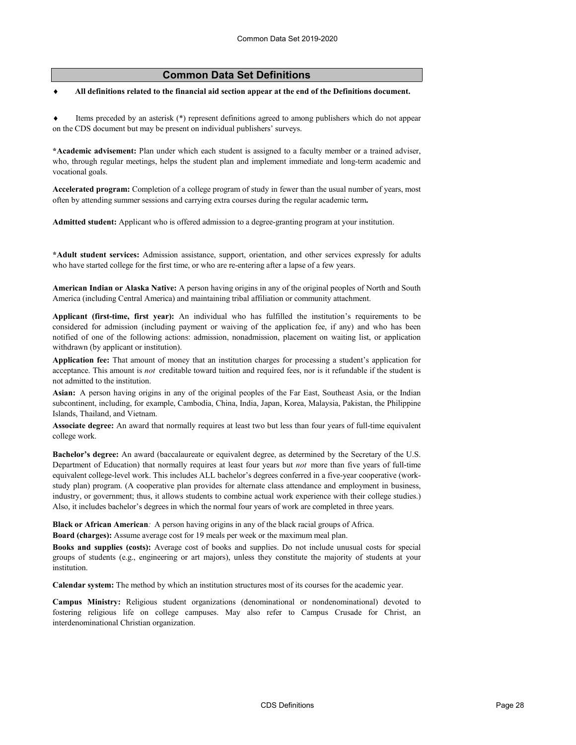## Common Data Set Definitions

- **All definitions related to the financial aid section appear at the end of the Definitions document.**

- Items preceded by an asterisk (*) represent definitions agreed to among publishers which do not appear on the CDS document but may be present on individual publishers' surveys.

**\*Academic advisement:** Plan under which each student is assigned to a faculty member or a trained adviser, who, through regular meetings, helps the student plan and implement immediate and long-term academic and vocational goals.

**Accelerated program:** Completion of a college program of study in fewer than the usual number of years, most often by attending summer sessions and carrying extra courses during the regular academic term**.**

**Admitted student:** Applicant who is offered admission to a degree-granting program at your institution.

**\*Adult student services:** Admission assistance, support, orientation, and other services expressly for adults who have started college for the first time, or who are re-entering after a lapse of a few years.

**American Indian or Alaska Native:** A person having origins in any of the original peoples of North and South America (including Central America) and maintaining tribal affiliation or community attachment.

**Applicant (first-time, first year):** An individual who has fulfilled the institution's requirements to be considered for admission (including payment or waiving of the application fee, if any) and who has been notified of one of the following actions: admission, nonadmission, placement on waiting list, or application withdrawn (by applicant or institution).

**Application fee:** That amount of money that an institution charges for processing a student's application for acceptance. This amount is *not* creditable toward tuition and required fees, nor is it refundable if the student is not admitted to the institution.

**Asian:** A person having origins in any of the original peoples of the Far East, Southeast Asia, or the Indian subcontinent, including, for example, Cambodia, China, India, Japan, Korea, Malaysia, Pakistan, the Philippine Islands, Thailand, and Vietnam.

**Associate degree:** An award that normally requires at least two but less than four years of full-time equivalent college work.

**Bachelor's degree:** An award (baccalaureate or equivalent degree, as determined by the Secretary of the U.S. Department of Education) that normally requires at least four years but *not* more than five years of full-time equivalent college-level work. This includes ALL bachelor's degrees conferred in a five-year cooperative (work-study plan) program. (A cooperative plan provides for alternate class attendance and employment in business, industry, or government; thus, it allows students to combine actual work experience with their college studies.) Also, it includes bachelor's degrees in which the normal four years of work are completed in three years.

**Black or African American***:* A person having origins in any of the black racial groups of Africa.

**Board (charges):** Assume average cost for 19 meals per week or the maximum meal plan.

**Books and supplies (costs):** Average cost of books and supplies. Do not include unusual costs for special groups of students (e.g., engineering or art majors), unless they constitute the majority of students at your institution.

**Calendar system:** The method by which an institution structures most of its courses for the academic year.

**Campus Ministry:** Religious student organizations (denominational or nondenominational) devoted to fostering religious life on college campuses. May also refer to Campus Crusade for Christ, an interdenominational Christian organization.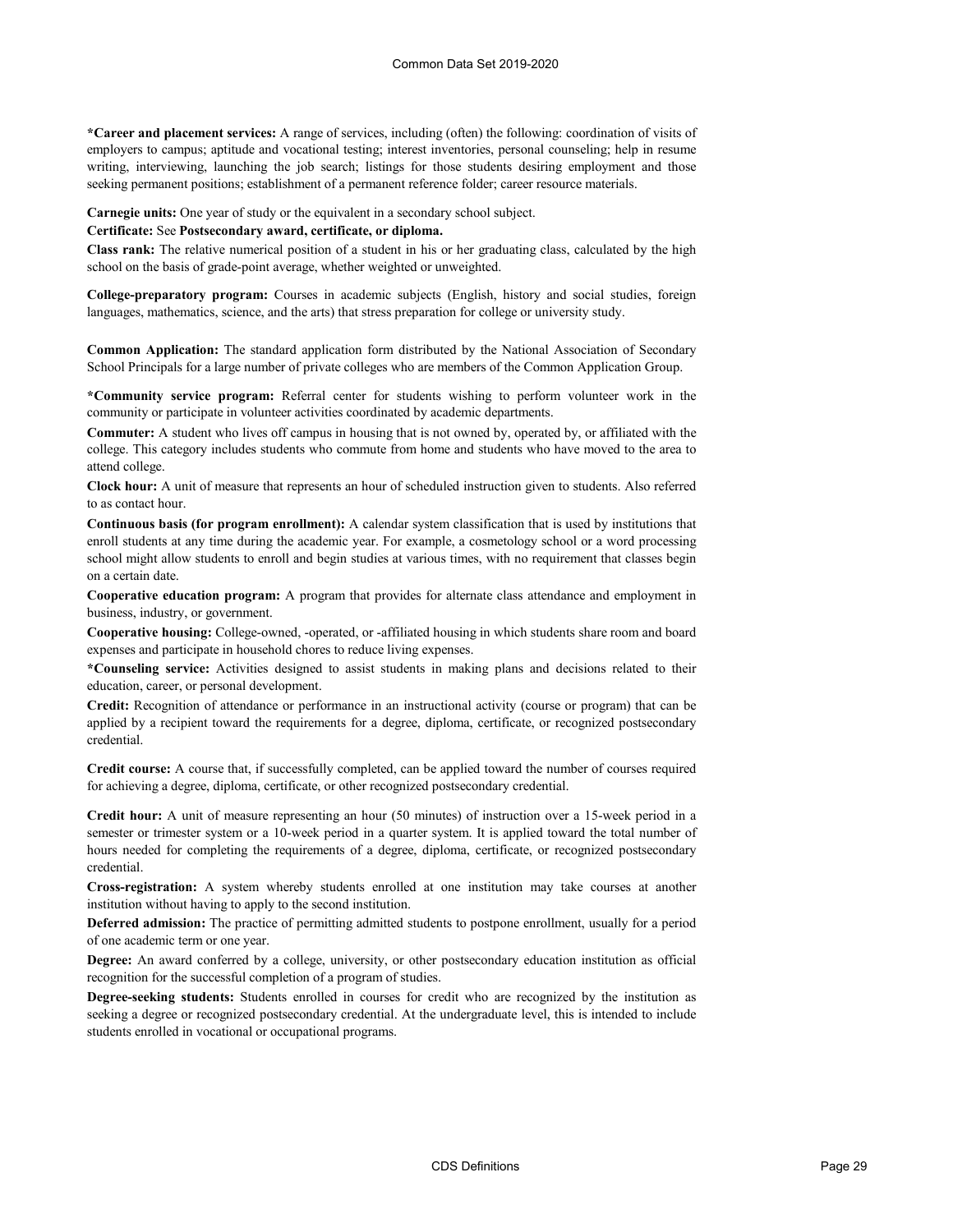**\*Career and placement services:** A range of services, including (often) the following: coordination of visits of employers to campus; aptitude and vocational testing; interest inventories, personal counseling; help in resume writing, interviewing, launching the job search; listings for those students desiring employment and those seeking permanent positions; establishment of a permanent reference folder; career resource materials.

**Carnegie units:** One year of study or the equivalent in a secondary school subject.

**Certificate:** See **Postsecondary award, certificate, or diploma.**

**Class rank:** The relative numerical position of a student in his or her graduating class, calculated by the high school on the basis of grade-point average, whether weighted or unweighted.

**College-preparatory program:** Courses in academic subjects (English, history and social studies, foreign languages, mathematics, science, and the arts) that stress preparation for college or university study.

**Common Application:** The standard application form distributed by the National Association of Secondary School Principals for a large number of private colleges who are members of the Common Application Group.

**\*Community service program:** Referral center for students wishing to perform volunteer work in the community or participate in volunteer activities coordinated by academic departments.

**Commuter:** A student who lives off campus in housing that is not owned by, operated by, or affiliated with the college. This category includes students who commute from home and students who have moved to the area to attend college.

**Clock hour:** A unit of measure that represents an hour of scheduled instruction given to students. Also referred to as contact hour.

**Continuous basis (for program enrollment):** A calendar system classification that is used by institutions that enroll students at any time during the academic year. For example, a cosmetology school or a word processing school might allow students to enroll and begin studies at various times, with no requirement that classes begin on a certain date.

**Cooperative education program:** A program that provides for alternate class attendance and employment in business, industry, or government.

**Cooperative housing:** College-owned, -operated, or -affiliated housing in which students share room and board expenses and participate in household chores to reduce living expenses.

**\*Counseling service:** Activities designed to assist students in making plans and decisions related to their education, career, or personal development.

**Credit:** Recognition of attendance or performance in an instructional activity (course or program) that can be applied by a recipient toward the requirements for a degree, diploma, certificate, or recognized postsecondary credential.

**Credit course:** A course that, if successfully completed, can be applied toward the number of courses required for achieving a degree, diploma, certificate, or other recognized postsecondary credential.

**Credit hour:** A unit of measure representing an hour (50 minutes) of instruction over a 15-week period in a semester or trimester system or a 10-week period in a quarter system. It is applied toward the total number of hours needed for completing the requirements of a degree, diploma, certificate, or recognized postsecondary credential.

**Cross-registration:** A system whereby students enrolled at one institution may take courses at another institution without having to apply to the second institution.

**Deferred admission:** The practice of permitting admitted students to postpone enrollment, usually for a period of one academic term or one year.

**Degree:** An award conferred by a college, university, or other postsecondary education institution as official recognition for the successful completion of a program of studies.

**Degree-seeking students:** Students enrolled in courses for credit who are recognized by the institution as seeking a degree or recognized postsecondary credential. At the undergraduate level, this is intended to include students enrolled in vocational or occupational programs.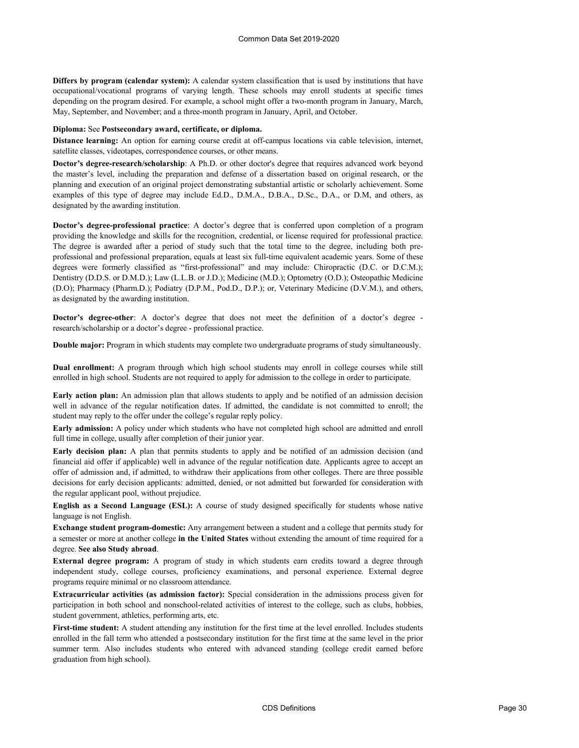**Differs by program (calendar system):** A calendar system classification that is used by institutions that have occupational/vocational programs of varying length. These schools may enroll students at specific times depending on the program desired. For example, a school might offer a two-month program in January, March, May, September, and November; and a three-month program in January, April, and October.

**Diploma:** See **Postsecondary award, certificate, or diploma.**

**Distance learning:** An option for earning course credit at off-campus locations via cable television, internet, satellite classes, videotapes, correspondence courses, or other means.

**Doctor's degree-research/scholarship**: A Ph.D. or other doctor's degree that requires advanced work beyond the master's level, including the preparation and defense of a dissertation based on original research, or the planning and execution of an original project demonstrating substantial artistic or scholarly achievement. Some examples of this type of degree may include Ed.D., D.M.A., D.B.A., D.Sc., D.A., or D.M, and others, as designated by the awarding institution.

**Doctor's degree-professional practice**: A doctor's degree that is conferred upon completion of a program providing the knowledge and skills for the recognition, credential, or license required for professional practice. The degree is awarded after a period of study such that the total time to the degree, including both pre-professional and professional preparation, equals at least six full-time equivalent academic years. Some of these degrees were formerly classified as "first-professional" and may include: Chiropractic (D.C. or D.C.M.); Dentistry (D.D.S. or D.M.D.); Law (L.L.B. or J.D.); Medicine (M.D.); Optometry (O.D.); Osteopathic Medicine (D.O); Pharmacy (Pharm.D.); Podiatry (D.P.M., Pod.D., D.P.); or, Veterinary Medicine (D.V.M.), and others, as designated by the awarding institution.

**Doctor's degree-other**: A doctor's degree that does not meet the definition of a doctor's degree - research/scholarship or a doctor's degree - professional practice.

**Double major:** Program in which students may complete two undergraduate programs of study simultaneously.

**Dual enrollment:** A program through which high school students may enroll in college courses while still enrolled in high school. Students are not required to apply for admission to the college in order to participate.

**Early action plan:** An admission plan that allows students to apply and be notified of an admission decision well in advance of the regular notification dates. If admitted, the candidate is not committed to enroll; the student may reply to the offer under the college's regular reply policy.

**Early admission:** A policy under which students who have not completed high school are admitted and enroll full time in college, usually after completion of their junior year.

**Early decision plan:** A plan that permits students to apply and be notified of an admission decision (and financial aid offer if applicable) well in advance of the regular notification date. Applicants agree to accept an offer of admission and, if admitted, to withdraw their applications from other colleges. There are three possible decisions for early decision applicants: admitted, denied, or not admitted but forwarded for consideration with the regular applicant pool, without prejudice.

**English as a Second Language (ESL):** A course of study designed specifically for students whose native language is not English.

**Exchange student program-domestic:** Any arrangement between a student and a college that permits study for a semester or more at another college **in the United States** without extending the amount of time required for a degree. **See also Study abroad**.

**External degree program:** A program of study in which students earn credits toward a degree through independent study, college courses, proficiency examinations, and personal experience. External degree programs require minimal or no classroom attendance.

**Extracurricular activities (as admission factor):** Special consideration in the admissions process given for participation in both school and nonschool-related activities of interest to the college, such as clubs, hobbies, student government, athletics, performing arts, etc.

**First-time student:** A student attending any institution for the first time at the level enrolled. Includes students enrolled in the fall term who attended a postsecondary institution for the first time at the same level in the prior summer term. Also includes students who entered with advanced standing (college credit earned before graduation from high school).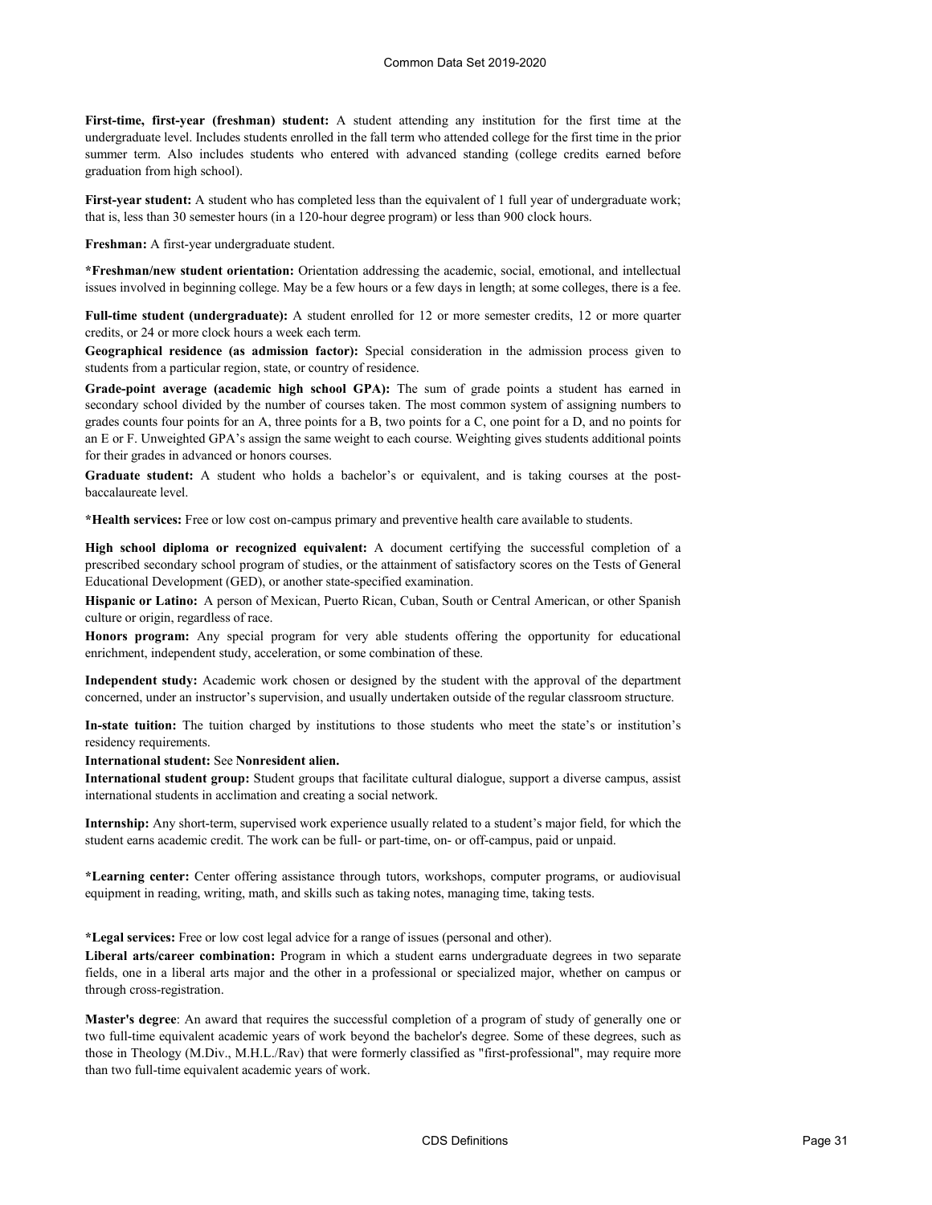**First-time, first-year (freshman) student:** A student attending any institution for the first time at the undergraduate level. Includes students enrolled in the fall term who attended college for the first time in the prior summer term. Also includes students who entered with advanced standing (college credits earned before graduation from high school).

**First-year student:** A student who has completed less than the equivalent of 1 full year of undergraduate work; that is, less than 30 semester hours (in a 120-hour degree program) or less than 900 clock hours.

**Freshman:** A first-year undergraduate student.

***Freshman/new student orientation:** Orientation addressing the academic, social, emotional, and intellectual issues involved in beginning college. May be a few hours or a few days in length; at some colleges, there is a fee.

**Full-time student (undergraduate):** A student enrolled for 12 or more semester credits, 12 or more quarter credits, or 24 or more clock hours a week each term.

**Geographical residence (as admission factor):** Special consideration in the admission process given to students from a particular region, state, or country of residence.

**Grade-point average (academic high school GPA):** The sum of grade points a student has earned in secondary school divided by the number of courses taken. The most common system of assigning numbers to grades counts four points for an A, three points for a B, two points for a C, one point for a D, and no points for an E or F. Unweighted GPA's assign the same weight to each course. Weighting gives students additional points for their grades in advanced or honors courses.

**Graduate student:** A student who holds a bachelor's or equivalent, and is taking courses at the post-baccalaureate level.

***Health services:** Free or low cost on-campus primary and preventive health care available to students.

**High school diploma or recognized equivalent:** A document certifying the successful completion of a prescribed secondary school program of studies, or the attainment of satisfactory scores on the Tests of General Educational Development (GED), or another state-specified examination.

**Hispanic or Latino:** A person of Mexican, Puerto Rican, Cuban, South or Central American, or other Spanish culture or origin, regardless of race.

**Honors program:** Any special program for very able students offering the opportunity for educational enrichment, independent study, acceleration, or some combination of these.

**Independent study:** Academic work chosen or designed by the student with the approval of the department concerned, under an instructor's supervision, and usually undertaken outside of the regular classroom structure.

**In-state tuition:** The tuition charged by institutions to those students who meet the state's or institution's residency requirements.

**International student:** See **Nonresident alien.**

**International student group:** Student groups that facilitate cultural dialogue, support a diverse campus, assist international students in acclimation and creating a social network.

**Internship:** Any short-term, supervised work experience usually related to a student's major field, for which the student earns academic credit. The work can be full- or part-time, on- or off-campus, paid or unpaid.

***Learning center:** Center offering assistance through tutors, workshops, computer programs, or audiovisual equipment in reading, writing, math, and skills such as taking notes, managing time, taking tests.

***Legal services:** Free or low cost legal advice for a range of issues (personal and other).

**Liberal arts/career combination:** Program in which a student earns undergraduate degrees in two separate fields, one in a liberal arts major and the other in a professional or specialized major, whether on campus or through cross-registration.

**Master's degree**: An award that requires the successful completion of a program of study of generally one or two full-time equivalent academic years of work beyond the bachelor's degree. Some of these degrees, such as those in Theology (M.Div., M.H.L./Rav) that were formerly classified as "first-professional", may require more than two full-time equivalent academic years of work.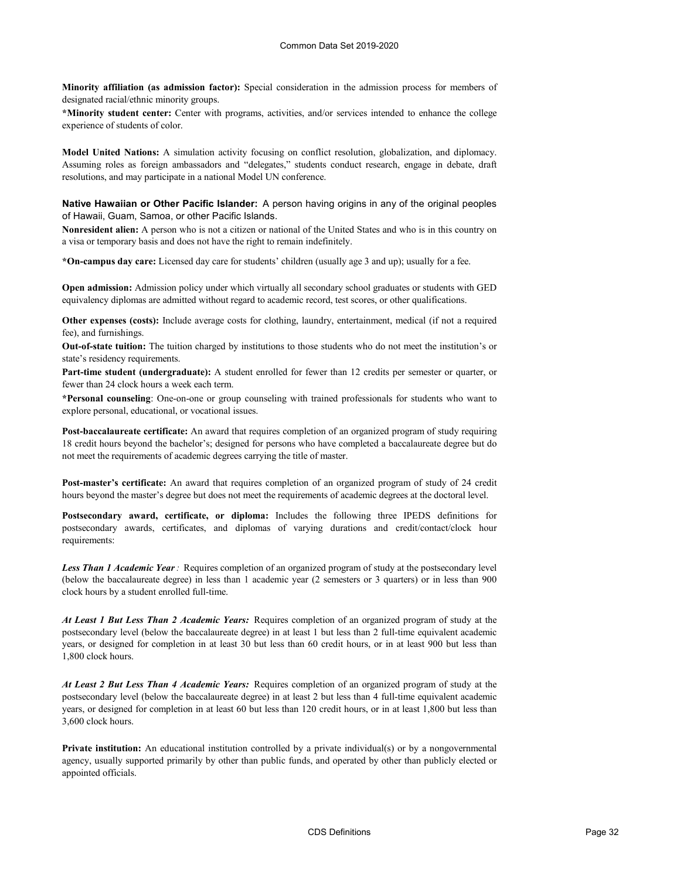**Minority affiliation (as admission factor):** Special consideration in the admission process for members of designated racial/ethnic minority groups.

***Minority student center:** Center with programs, activities, and/or services intended to enhance the college experience of students of color.

**Model United Nations:** A simulation activity focusing on conflict resolution, globalization, and diplomacy. Assuming roles as foreign ambassadors and "delegates," students conduct research, engage in debate, draft resolutions, and may participate in a national Model UN conference.

**Native Hawaiian or Other Pacific Islander:** A person having origins in any of the original peoples of Hawaii, Guam, Samoa, or other Pacific Islands.

**Nonresident alien:** A person who is not a citizen or national of the United States and who is in this country on a visa or temporary basis and does not have the right to remain indefinitely.

***On-campus day care:** Licensed day care for students' children (usually age 3 and up); usually for a fee.

**Open admission:** Admission policy under which virtually all secondary school graduates or students with GED equivalency diplomas are admitted without regard to academic record, test scores, or other qualifications.

**Other expenses (costs):** Include average costs for clothing, laundry, entertainment, medical (if not a required fee), and furnishings.

**Out-of-state tuition:** The tuition charged by institutions to those students who do not meet the institution's or state's residency requirements.

**Part-time student (undergraduate):** A student enrolled for fewer than 12 credits per semester or quarter, or fewer than 24 clock hours a week each term.

***Personal counseling**: One-on-one or group counseling with trained professionals for students who want to explore personal, educational, or vocational issues.

**Post-baccalaureate certificate:** An award that requires completion of an organized program of study requiring 18 credit hours beyond the bachelor's; designed for persons who have completed a baccalaureate degree but do not meet the requirements of academic degrees carrying the title of master.

**Post-master's certificate:** An award that requires completion of an organized program of study of 24 credit hours beyond the master's degree but does not meet the requirements of academic degrees at the doctoral level.

**Postsecondary award, certificate, or diploma:** Includes the following three IPEDS definitions for postsecondary awards, certificates, and diplomas of varying durations and credit/contact/clock hour requirements:

***Less Than 1 Academic Year*:** Requires completion of an organized program of study at the postsecondary level (below the baccalaureate degree) in less than 1 academic year (2 semesters or 3 quarters) or in less than 900 clock hours by a student enrolled full-time.

***At Least 1 But Less Than 2 Academic Years:*** Requires completion of an organized program of study at the postsecondary level (below the baccalaureate degree) in at least 1 but less than 2 full-time equivalent academic years, or designed for completion in at least 30 but less than 60 credit hours, or in at least 900 but less than 1,800 clock hours.

***At Least 2 But Less Than 4 Academic Years:*** Requires completion of an organized program of study at the postsecondary level (below the baccalaureate degree) in at least 2 but less than 4 full-time equivalent academic years, or designed for completion in at least 60 but less than 120 credit hours, or in at least 1,800 but less than 3,600 clock hours.

**Private institution:** An educational institution controlled by a private individual(s) or by a nongovernmental agency, usually supported primarily by other than public funds, and operated by other than publicly elected or appointed officials.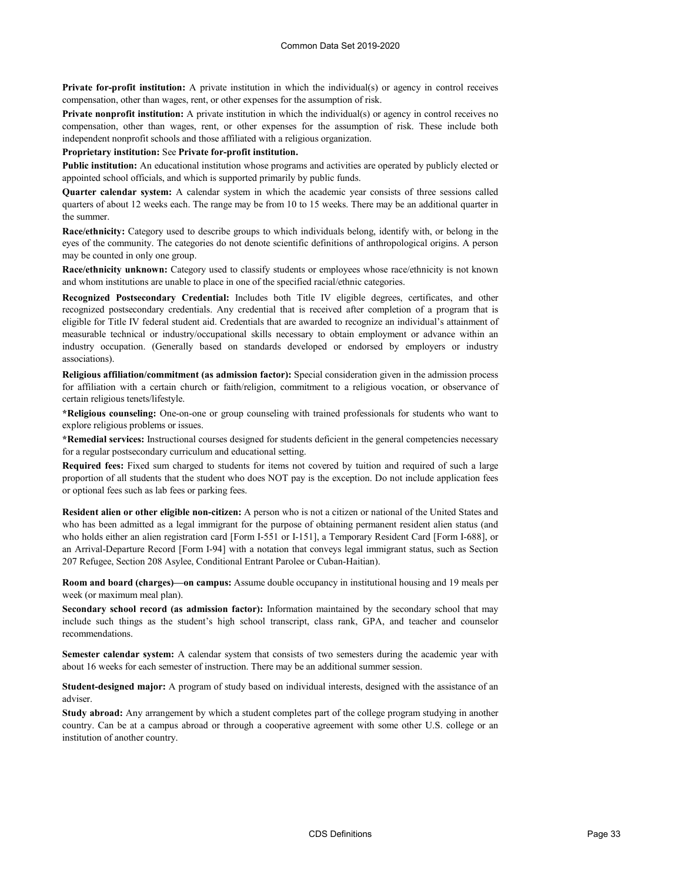**Private for-profit institution:** A private institution in which the individual(s) or agency in control receives compensation, other than wages, rent, or other expenses for the assumption of risk.

**Private nonprofit institution:** A private institution in which the individual(s) or agency in control receives no compensation, other than wages, rent, or other expenses for the assumption of risk. These include both independent nonprofit schools and those affiliated with a religious organization.

**Proprietary institution:** See **Private for-profit institution.**

**Public institution:** An educational institution whose programs and activities are operated by publicly elected or appointed school officials, and which is supported primarily by public funds.

**Quarter calendar system:** A calendar system in which the academic year consists of three sessions called quarters of about 12 weeks each. The range may be from 10 to 15 weeks. There may be an additional quarter in the summer.

**Race/ethnicity:** Category used to describe groups to which individuals belong, identify with, or belong in the eyes of the community. The categories do not denote scientific definitions of anthropological origins. A person may be counted in only one group.

**Race/ethnicity unknown:** Category used to classify students or employees whose race/ethnicity is not known and whom institutions are unable to place in one of the specified racial/ethnic categories.

**Recognized Postsecondary Credential:** Includes both Title IV eligible degrees, certificates, and other recognized postsecondary credentials. Any credential that is received after completion of a program that is eligible for Title IV federal student aid. Credentials that are awarded to recognize an individual's attainment of measurable technical or industry/occupational skills necessary to obtain employment or advance within an industry occupation. (Generally based on standards developed or endorsed by employers or industry associations).

**Religious affiliation/commitment (as admission factor):** Special consideration given in the admission process for affiliation with a certain church or faith/religion, commitment to a religious vocation, or observance of certain religious tenets/lifestyle.

***Religious counseling:** One-on-one or group counseling with trained professionals for students who want to explore religious problems or issues.

***Remedial services:** Instructional courses designed for students deficient in the general competencies necessary for a regular postsecondary curriculum and educational setting.

**Required fees:** Fixed sum charged to students for items not covered by tuition and required of such a large proportion of all students that the student who does NOT pay is the exception. Do not include application fees or optional fees such as lab fees or parking fees.

**Resident alien or other eligible non-citizen:** A person who is not a citizen or national of the United States and who has been admitted as a legal immigrant for the purpose of obtaining permanent resident alien status (and who holds either an alien registration card [Form I-551 or I-151], a Temporary Resident Card [Form I-688], or an Arrival-Departure Record [Form I-94] with a notation that conveys legal immigrant status, such as Section 207 Refugee, Section 208 Asylee, Conditional Entrant Parolee or Cuban-Haitian).

**Room and board (charges)—on campus:** Assume double occupancy in institutional housing and 19 meals per week (or maximum meal plan).

**Secondary school record (as admission factor):** Information maintained by the secondary school that may include such things as the student's high school transcript, class rank, GPA, and teacher and counselor recommendations.

**Semester calendar system:** A calendar system that consists of two semesters during the academic year with about 16 weeks for each semester of instruction. There may be an additional summer session.

**Student-designed major:** A program of study based on individual interests, designed with the assistance of an adviser.

**Study abroad:** Any arrangement by which a student completes part of the college program studying in another country. Can be at a campus abroad or through a cooperative agreement with some other U.S. college or an institution of another country.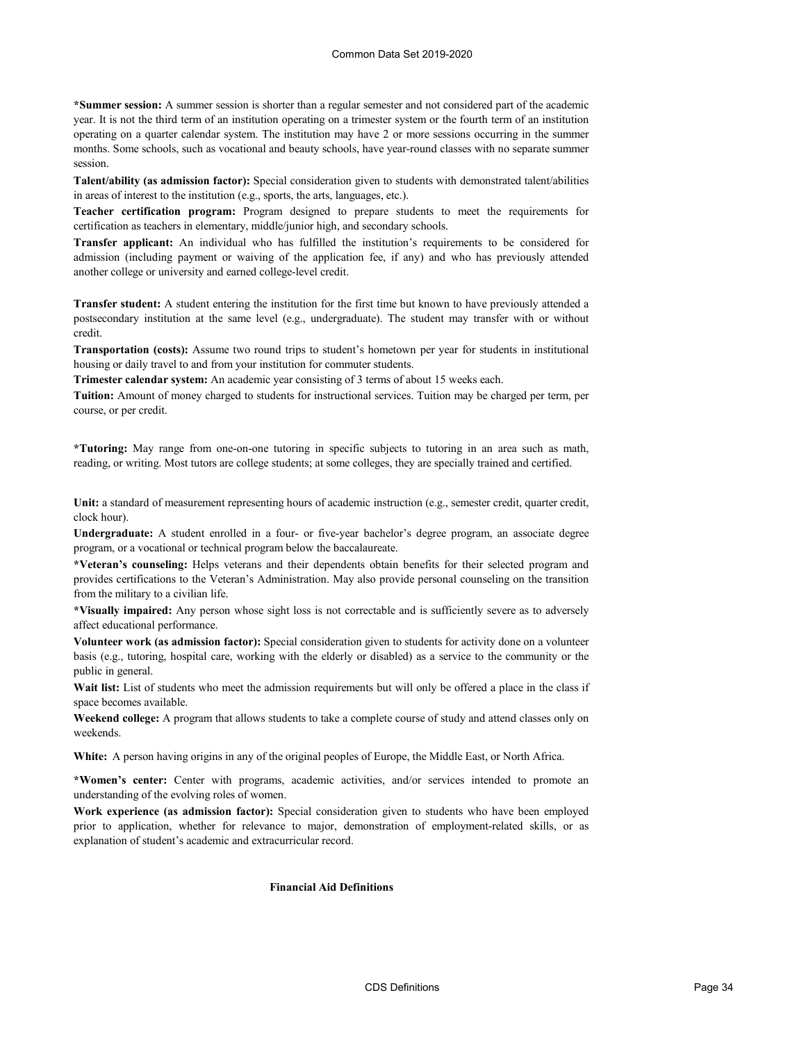**\*Summer session:** A summer session is shorter than a regular semester and not considered part of the academic year. It is not the third term of an institution operating on a trimester system or the fourth term of an institution operating on a quarter calendar system. The institution may have 2 or more sessions occurring in the summer months. Some schools, such as vocational and beauty schools, have year-round classes with no separate summer session.

**Talent/ability (as admission factor):** Special consideration given to students with demonstrated talent/abilities in areas of interest to the institution (e.g., sports, the arts, languages, etc.).

**Teacher certification program:** Program designed to prepare students to meet the requirements for certification as teachers in elementary, middle/junior high, and secondary schools.

**Transfer applicant:** An individual who has fulfilled the institution's requirements to be considered for admission (including payment or waiving of the application fee, if any) and who has previously attended another college or university and earned college-level credit.

**Transfer student:** A student entering the institution for the first time but known to have previously attended a postsecondary institution at the same level (e.g., undergraduate). The student may transfer with or without credit.

**Transportation (costs):** Assume two round trips to student's hometown per year for students in institutional housing or daily travel to and from your institution for commuter students.

**Trimester calendar system:** An academic year consisting of 3 terms of about 15 weeks each.

**Tuition:** Amount of money charged to students for instructional services. Tuition may be charged per term, per course, or per credit.

**\*Tutoring:** May range from one-on-one tutoring in specific subjects to tutoring in an area such as math, reading, or writing. Most tutors are college students; at some colleges, they are specially trained and certified.

**Unit:** a standard of measurement representing hours of academic instruction (e.g., semester credit, quarter credit, clock hour).

**Undergraduate:** A student enrolled in a four- or five-year bachelor's degree program, an associate degree program, or a vocational or technical program below the baccalaureate.

**\*Veteran's counseling:** Helps veterans and their dependents obtain benefits for their selected program and provides certifications to the Veteran's Administration. May also provide personal counseling on the transition from the military to a civilian life.

**\*Visually impaired:** Any person whose sight loss is not correctable and is sufficiently severe as to adversely affect educational performance.

**Volunteer work (as admission factor):** Special consideration given to students for activity done on a volunteer basis (e.g., tutoring, hospital care, working with the elderly or disabled) as a service to the community or the public in general.

**Wait list:** List of students who meet the admission requirements but will only be offered a place in the class if space becomes available.

**Weekend college:** A program that allows students to take a complete course of study and attend classes only on weekends.

**White:** A person having origins in any of the original peoples of Europe, the Middle East, or North Africa.

**\*Women's center:** Center with programs, academic activities, and/or services intended to promote an understanding of the evolving roles of women.

**Work experience (as admission factor):** Special consideration given to students who have been employed prior to application, whether for relevance to major, demonstration of employment-related skills, or as explanation of student's academic and extracurricular record.

## Financial Aid Definitions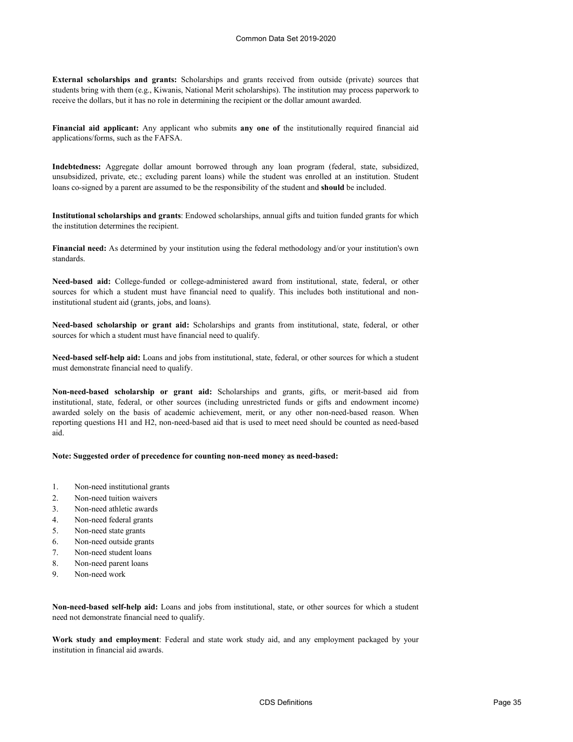**External scholarships and grants:** Scholarships and grants received from outside (private) sources that students bring with them (e.g., Kiwanis, National Merit scholarships). The institution may process paperwork to receive the dollars, but it has no role in determining the recipient or the dollar amount awarded.

**Financial aid applicant:** Any applicant who submits **any one of** the institutionally required financial aid applications/forms, such as the FAFSA.

**Indebtedness:** Aggregate dollar amount borrowed through any loan program (federal, state, subsidized, unsubsidized, private, etc.; excluding parent loans) while the student was enrolled at an institution. Student loans co-signed by a parent are assumed to be the responsibility of the student and **should** be included.

**Institutional scholarships and grants**: Endowed scholarships, annual gifts and tuition funded grants for which the institution determines the recipient.

**Financial need:** As determined by your institution using the federal methodology and/or your institution's own standards.

**Need-based aid:** College-funded or college-administered award from institutional, state, federal, or other sources for which a student must have financial need to qualify. This includes both institutional and non-institutional student aid (grants, jobs, and loans).

**Need-based scholarship or grant aid:** Scholarships and grants from institutional, state, federal, or other sources for which a student must have financial need to qualify.

**Need-based self-help aid:** Loans and jobs from institutional, state, federal, or other sources for which a student must demonstrate financial need to qualify.

**Non-need-based scholarship or grant aid:** Scholarships and grants, gifts, or merit-based aid from institutional, state, federal, or other sources (including unrestricted funds or gifts and endowment income) awarded solely on the basis of academic achievement, merit, or any other non-need-based reason. When reporting questions H1 and H2, non-need-based aid that is used to meet need should be counted as need-based aid.

**Note: Suggested order of precedence for counting non-need money as need-based:**

1. Non-need institutional grants
2. Non-need tuition waivers
3. Non-need athletic awards
4. Non-need federal grants
5. Non-need state grants
6. Non-need outside grants
7. Non-need student loans
8. Non-need parent loans
9. Non-need work

**Non-need-based self-help aid:** Loans and jobs from institutional, state, or other sources for which a student need not demonstrate financial need to qualify.

**Work study and employment**: Federal and state work study aid, and any employment packaged by your institution in financial aid awards.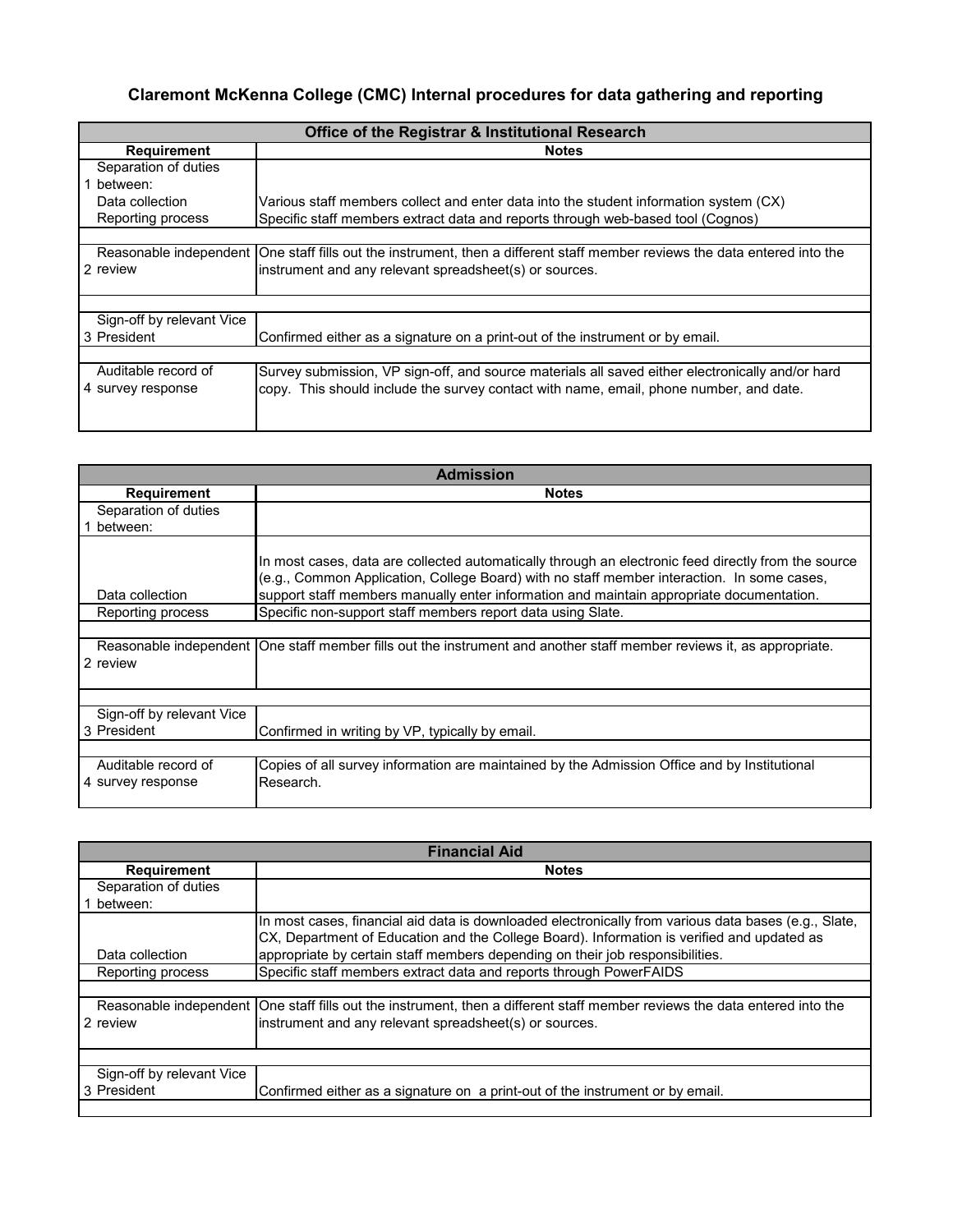# Claremont McKenna College (CMC) Internal procedures for data gathering and reporting

| Office of the Registrar & Institutional Research | |
|---|---|
| **Requirement** | **Notes** |
| 1 Separation of duties between: | |
| Data collection | Various staff members collect and enter data into the student information system (CX) |
| Reporting process | Specific staff members extract data and reports through web-based tool (Cognos) |
| 2 Reasonable independent review | One staff fills out the instrument, then a different staff member reviews the data entered into the instrument and any relevant spreadsheet(s) or sources. |
| 3 Sign-off by relevant Vice President | Confirmed either as a signature on a print-out of the instrument or by email. |
| 4 Auditable record of survey response | Survey submission, VP sign-off, and source materials all saved either electronically and/or hard copy. This should include the survey contact with name, email, phone number, and date. |

| Admission | |
|---|---|
| **Requirement** | **Notes** |
| 1 Separation of duties between: | |
| Data collection | In most cases, data are collected automatically through an electronic feed directly from the source (e.g., Common Application, College Board) with no staff member interaction. In some cases, support staff members manually enter information and maintain appropriate documentation. |
| Reporting process | Specific non-support staff members report data using Slate. |
| 2 Reasonable independent review | One staff member fills out the instrument and another staff member reviews it, as appropriate. |
| 3 Sign-off by relevant Vice President | Confirmed in writing by VP, typically by email. |
| 4 Auditable record of survey response | Copies of all survey information are maintained by the Admission Office and by Institutional Research. |

| Financial Aid | |
|---|---|
| **Requirement** | **Notes** |
| 1 Separation of duties between: | |
| Data collection | In most cases, financial aid data is downloaded electronically from various data bases (e.g., Slate, CX, Department of Education and the College Board). Information is verified and updated as appropriate by certain staff members depending on their job responsibilities. |
| Reporting process | Specific staff members extract data and reports through PowerFAIDS |
| 2 Reasonable independent review | One staff fills out the instrument, then a different staff member reviews the data entered into the instrument and any relevant spreadsheet(s) or sources. |
| 3 Sign-off by relevant Vice President | Confirmed either as a signature on a print-out of the instrument or by email. |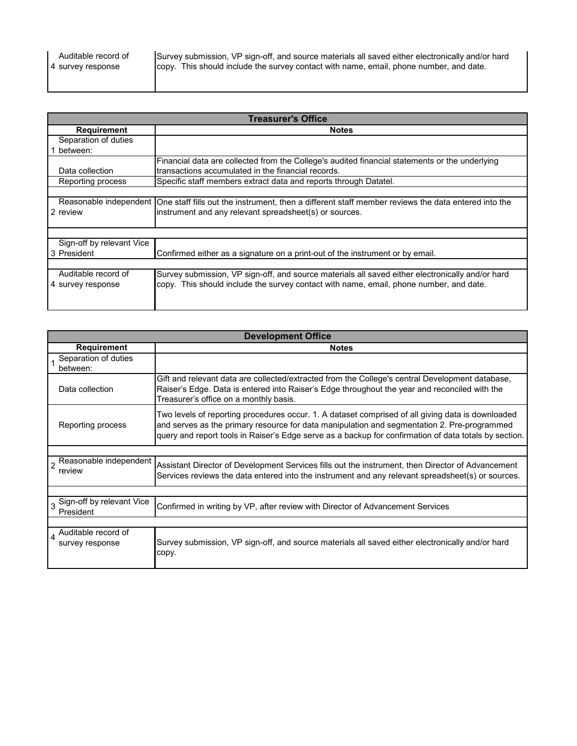| | |
|---|---|
| 4 Auditable record of survey response | Survey submission, VP sign-off, and source materials all saved either electronically and/or hard copy. This should include the survey contact with name, email, phone number, and date. |

| Treasurer's Office | |
|---|---|
| **Requirement** | **Notes** |
| 1 Separation of duties between: | |
| Data collection | Financial data are collected from the College's audited financial statements or the underlying transactions accumulated in the financial records. |
| Reporting process | Specific staff members extract data and reports through Datatel. |
| | |
| 2 Reasonable independent review | One staff fills out the instrument, then a different staff member reviews the data entered into the instrument and any relevant spreadsheet(s) or sources. |
| | |
| 3 Sign-off by relevant Vice President | Confirmed either as a signature on a print-out of the instrument or by email. |
| | |
| 4 Auditable record of survey response | Survey submission, VP sign-off, and source materials all saved either electronically and/or hard copy. This should include the survey contact with name, email, phone number, and date. |

| Development Office | |
|---|---|
| **Requirement** | **Notes** |
| 1 Separation of duties between: | |
| Data collection | Gift and relevant data are collected/extracted from the College's central Development database, Raiser's Edge. Data is entered into Raiser's Edge throughout the year and reconciled with the Treasurer's office on a monthly basis. |
| Reporting process | Two levels of reporting procedures occur. 1. A dataset comprised of all giving data is downloaded and serves as the primary resource for data manipulation and segmentation 2. Pre-programmed query and report tools in Raiser's Edge serve as a backup for confirmation of data totals by section. |
| | |
| 2 Reasonable independent review | Assistant Director of Development Services fills out the instrument, then Director of Advancement Services reviews the data entered into the instrument and any relevant spreadsheet(s) or sources. |
| | |
| 3 Sign-off by relevant Vice President | Confirmed in writing by VP, after review with Director of Advancement Services |
| | |
| 4 Auditable record of survey response | Survey submission, VP sign-off, and source materials all saved either electronically and/or hard copy. |